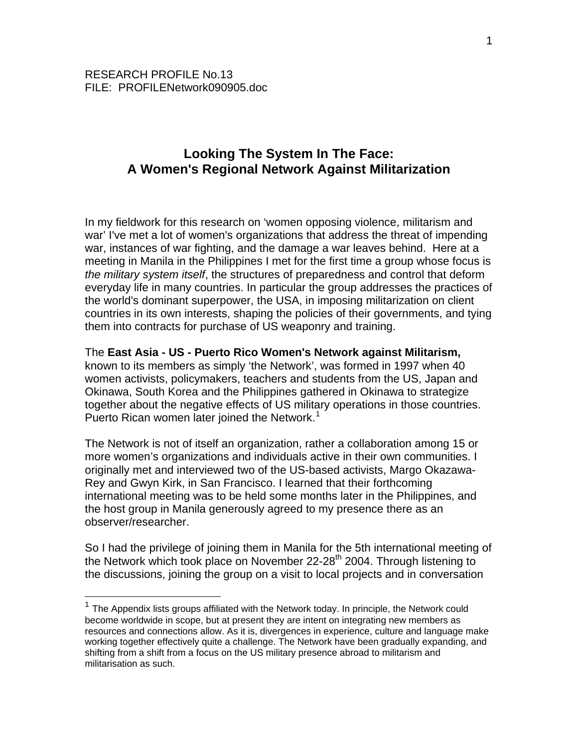RESEARCH PROFILE No.13
FILE: PROFILENetwork090905.doc

# Looking The System In The Face: A Women's Regional Network Against Militarization

In my fieldwork for this research on 'women opposing violence, militarism and war' I've met a lot of women's organizations that address the threat of impending war, instances of war fighting, and the damage a war leaves behind. Here at a meeting in Manila in the Philippines I met for the first time a group whose focus is *the military system itself*, the structures of preparedness and control that deform everyday life in many countries. In particular the group addresses the practices of the world's dominant superpower, the USA, in imposing militarization on client countries in its own interests, shaping the policies of their governments, and tying them into contracts for purchase of US weaponry and training.

The **East Asia - US - Puerto Rico Women's Network against Militarism,** known to its members as simply 'the Network', was formed in 1997 when 40 women activists, policymakers, teachers and students from the US, Japan and Okinawa, South Korea and the Philippines gathered in Okinawa to strategize together about the negative effects of US military operations in those countries. Puerto Rican women later joined the Network.[1]

The Network is not of itself an organization, rather a collaboration among 15 or more women's organizations and individuals active in their own communities. I originally met and interviewed two of the US-based activists, Margo Okazawa-Rey and Gwyn Kirk, in San Francisco. I learned that their forthcoming international meeting was to be held some months later in the Philippines, and the host group in Manila generously agreed to my presence there as an observer/researcher.

So I had the privilege of joining them in Manila for the 5th international meeting of the Network which took place on November 22-28th 2004. Through listening to the discussions, joining the group on a visit to local projects and in conversation

[1] The Appendix lists groups affiliated with the Network today. In principle, the Network could become worldwide in scope, but at present they are intent on integrating new members as resources and connections allow. As it is, divergences in experience, culture and language make working together effectively quite a challenge. The Network have been gradually expanding, and shifting from a shift from a focus on the US military presence abroad to militarism and militarisation as such.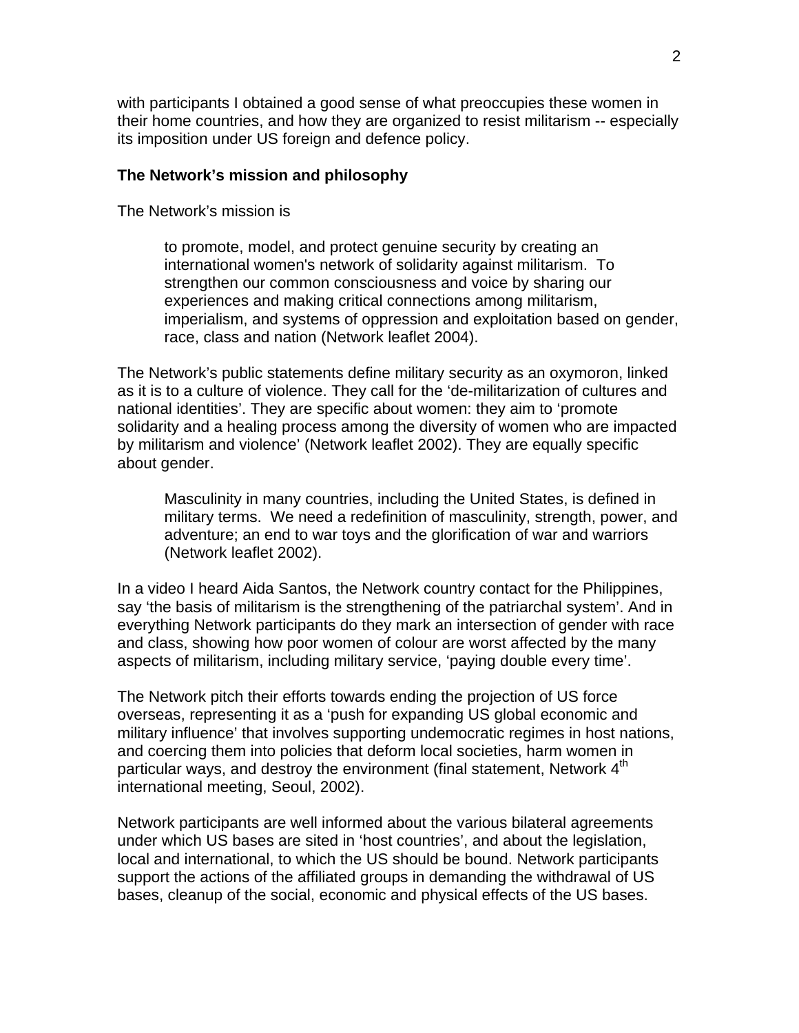with participants I obtained a good sense of what preoccupies these women in their home countries, and how they are organized to resist militarism -- especially its imposition under US foreign and defence policy.

**The Network's mission and philosophy**

The Network's mission is

> to promote, model, and protect genuine security by creating an international women's network of solidarity against militarism. To strengthen our common consciousness and voice by sharing our experiences and making critical connections among militarism, imperialism, and systems of oppression and exploitation based on gender, race, class and nation (Network leaflet 2004).

The Network's public statements define military security as an oxymoron, linked as it is to a culture of violence. They call for the 'de-militarization of cultures and national identities'. They are specific about women: they aim to 'promote solidarity and a healing process among the diversity of women who are impacted by militarism and violence' (Network leaflet 2002). They are equally specific about gender.

> Masculinity in many countries, including the United States, is defined in military terms. We need a redefinition of masculinity, strength, power, and adventure; an end to war toys and the glorification of war and warriors (Network leaflet 2002).

In a video I heard Aida Santos, the Network country contact for the Philippines, say 'the basis of militarism is the strengthening of the patriarchal system'. And in everything Network participants do they mark an intersection of gender with race and class, showing how poor women of colour are worst affected by the many aspects of militarism, including military service, 'paying double every time'.

The Network pitch their efforts towards ending the projection of US force overseas, representing it as a 'push for expanding US global economic and military influence' that involves supporting undemocratic regimes in host nations, and coercing them into policies that deform local societies, harm women in particular ways, and destroy the environment (final statement, Network 4th international meeting, Seoul, 2002).

Network participants are well informed about the various bilateral agreements under which US bases are sited in 'host countries', and about the legislation, local and international, to which the US should be bound. Network participants support the actions of the affiliated groups in demanding the withdrawal of US bases, cleanup of the social, economic and physical effects of the US bases.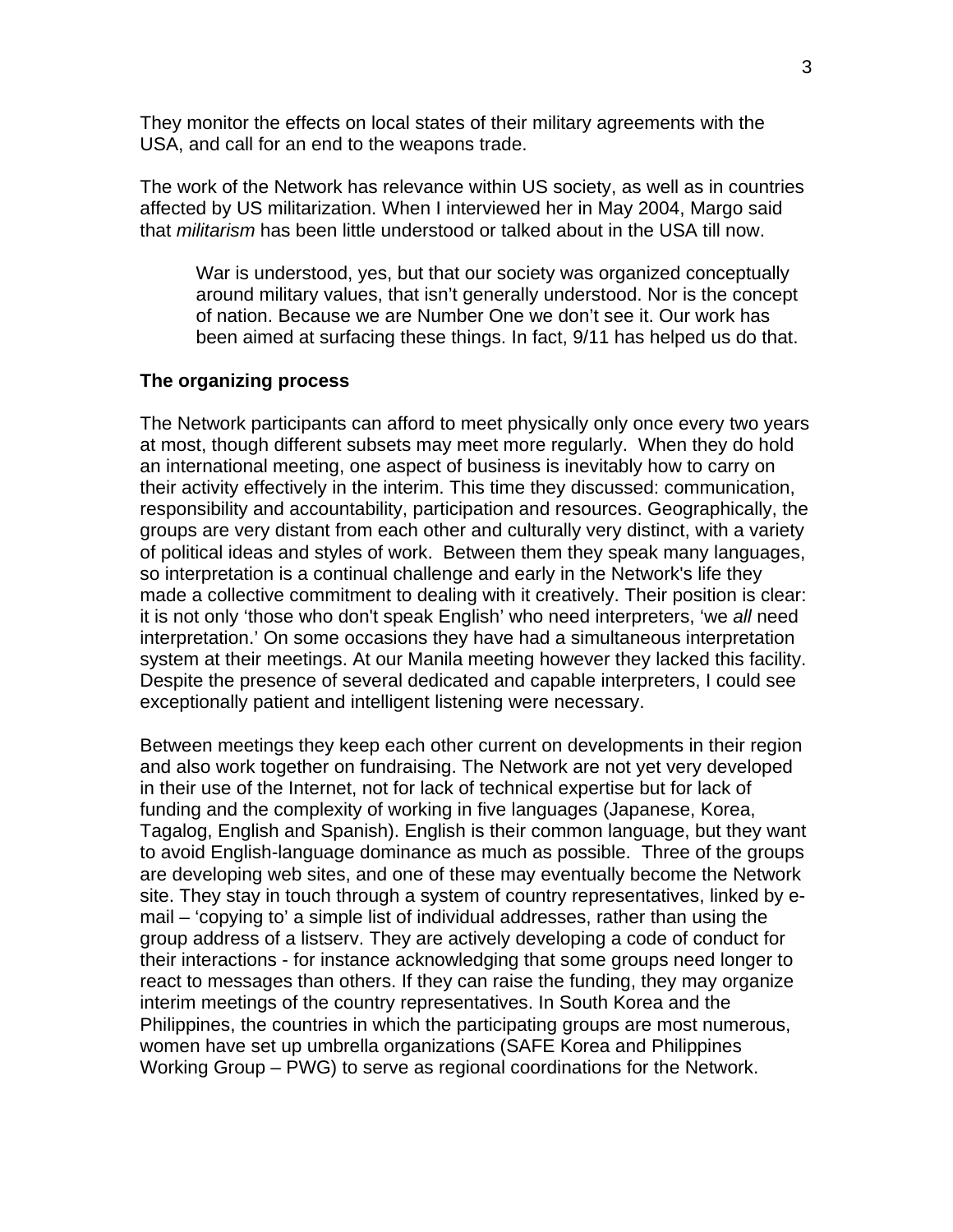They monitor the effects on local states of their military agreements with the USA, and call for an end to the weapons trade.

The work of the Network has relevance within US society, as well as in countries affected by US militarization. When I interviewed her in May 2004, Margo said that *militarism* has been little understood or talked about in the USA till now.

> War is understood, yes, but that our society was organized conceptually around military values, that isn't generally understood. Nor is the concept of nation. Because we are Number One we don't see it. Our work has been aimed at surfacing these things. In fact, 9/11 has helped us do that.

**The organizing process**

The Network participants can afford to meet physically only once every two years at most, though different subsets may meet more regularly. When they do hold an international meeting, one aspect of business is inevitably how to carry on their activity effectively in the interim. This time they discussed: communication, responsibility and accountability, participation and resources. Geographically, the groups are very distant from each other and culturally very distinct, with a variety of political ideas and styles of work. Between them they speak many languages, so interpretation is a continual challenge and early in the Network's life they made a collective commitment to dealing with it creatively. Their position is clear: it is not only 'those who don't speak English' who need interpreters, 'we *all* need interpretation.' On some occasions they have had a simultaneous interpretation system at their meetings. At our Manila meeting however they lacked this facility. Despite the presence of several dedicated and capable interpreters, I could see exceptionally patient and intelligent listening were necessary.

Between meetings they keep each other current on developments in their region and also work together on fundraising. The Network are not yet very developed in their use of the Internet, not for lack of technical expertise but for lack of funding and the complexity of working in five languages (Japanese, Korea, Tagalog, English and Spanish). English is their common language, but they want to avoid English-language dominance as much as possible. Three of the groups are developing web sites, and one of these may eventually become the Network site. They stay in touch through a system of country representatives, linked by e-mail – 'copying to' a simple list of individual addresses, rather than using the group address of a listserv. They are actively developing a code of conduct for their interactions - for instance acknowledging that some groups need longer to react to messages than others. If they can raise the funding, they may organize interim meetings of the country representatives. In South Korea and the Philippines, the countries in which the participating groups are most numerous, women have set up umbrella organizations (SAFE Korea and Philippines Working Group – PWG) to serve as regional coordinations for the Network.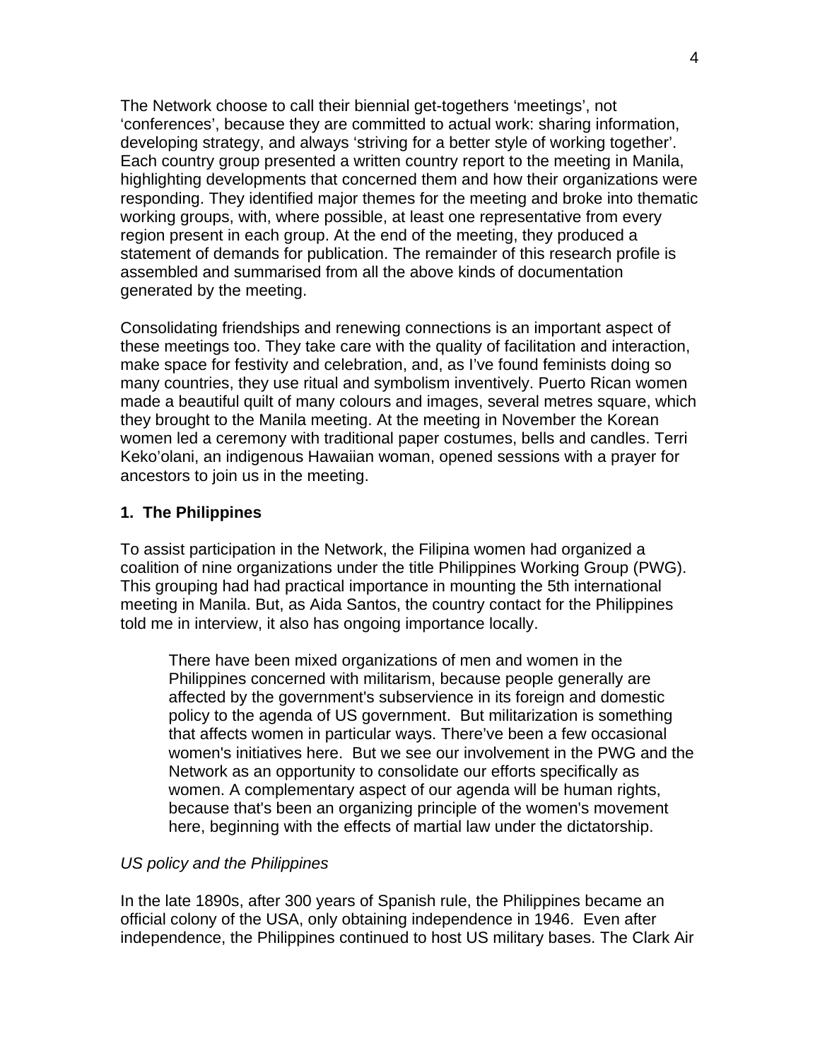The Network choose to call their biennial get-togethers ‘meetings’, not ‘conferences’, because they are committed to actual work: sharing information, developing strategy, and always ‘striving for a better style of working together’. Each country group presented a written country report to the meeting in Manila, highlighting developments that concerned them and how their organizations were responding. They identified major themes for the meeting and broke into thematic working groups, with, where possible, at least one representative from every region present in each group. At the end of the meeting, they produced a statement of demands for publication. The remainder of this research profile is assembled and summarised from all the above kinds of documentation generated by the meeting.

Consolidating friendships and renewing connections is an important aspect of these meetings too. They take care with the quality of facilitation and interaction, make space for festivity and celebration, and, as I’ve found feminists doing so many countries, they use ritual and symbolism inventively. Puerto Rican women made a beautiful quilt of many colours and images, several metres square, which they brought to the Manila meeting. At the meeting in November the Korean women led a ceremony with traditional paper costumes, bells and candles. Terri Keko’olani, an indigenous Hawaiian woman, opened sessions with a prayer for ancestors to join us in the meeting.

## 1. The Philippines

To assist participation in the Network, the Filipina women had organized a coalition of nine organizations under the title Philippines Working Group (PWG). This grouping had had practical importance in mounting the 5th international meeting in Manila. But, as Aida Santos, the country contact for the Philippines told me in interview, it also has ongoing importance locally.

> There have been mixed organizations of men and women in the Philippines concerned with militarism, because people generally are affected by the government's subservience in its foreign and domestic policy to the agenda of US government. But militarization is something that affects women in particular ways. There’ve been a few occasional women's initiatives here. But we see our involvement in the PWG and the Network as an opportunity to consolidate our efforts specifically as women. A complementary aspect of our agenda will be human rights, because that's been an organizing principle of the women's movement here, beginning with the effects of martial law under the dictatorship.

*US policy and the Philippines*

In the late 1890s, after 300 years of Spanish rule, the Philippines became an official colony of the USA, only obtaining independence in 1946. Even after independence, the Philippines continued to host US military bases. The Clark Air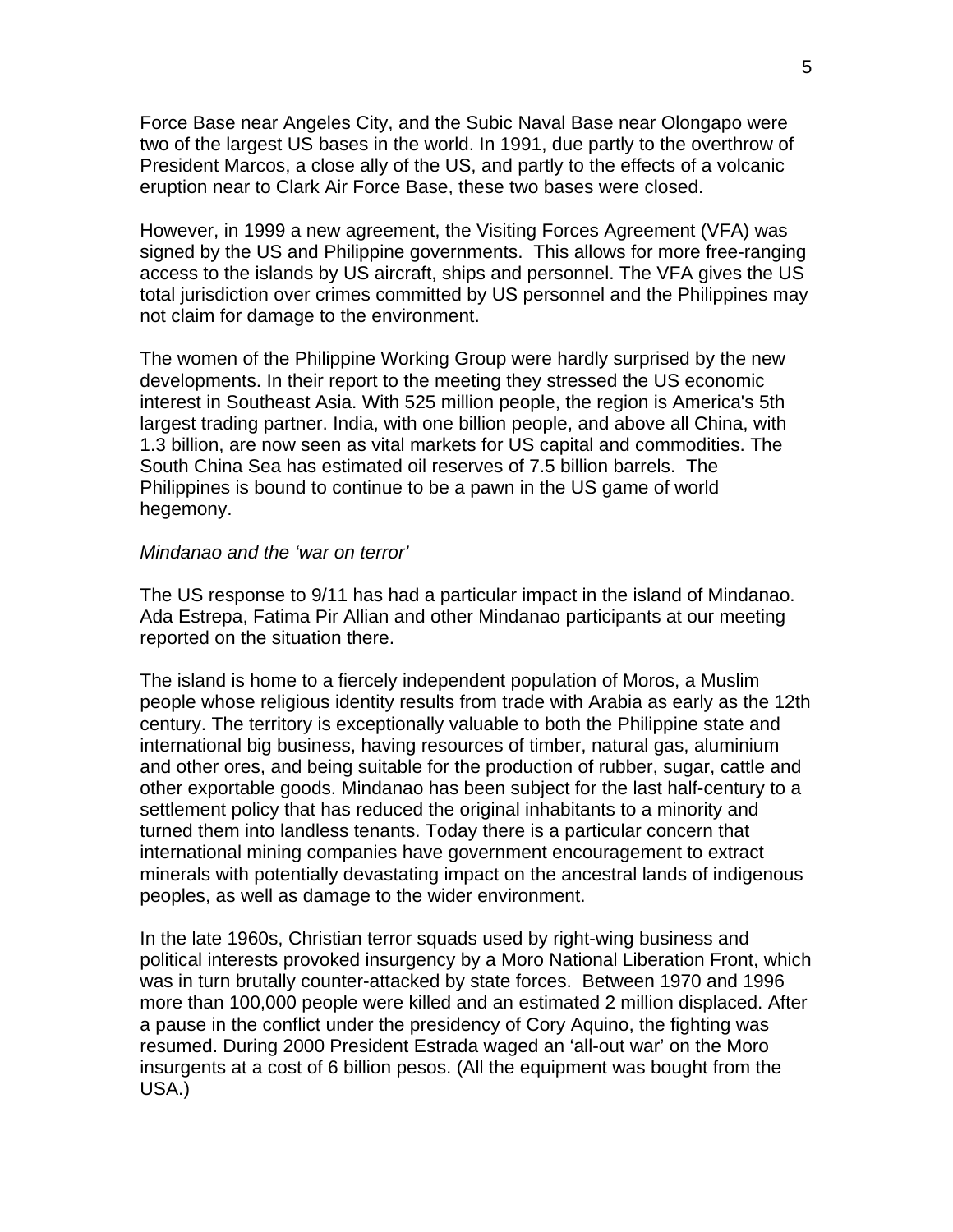Force Base near Angeles City, and the Subic Naval Base near Olongapo were two of the largest US bases in the world. In 1991, due partly to the overthrow of President Marcos, a close ally of the US, and partly to the effects of a volcanic eruption near to Clark Air Force Base, these two bases were closed.

However, in 1999 a new agreement, the Visiting Forces Agreement (VFA) was signed by the US and Philippine governments. This allows for more free-ranging access to the islands by US aircraft, ships and personnel. The VFA gives the US total jurisdiction over crimes committed by US personnel and the Philippines may not claim for damage to the environment.

The women of the Philippine Working Group were hardly surprised by the new developments. In their report to the meeting they stressed the US economic interest in Southeast Asia. With 525 million people, the region is America's 5th largest trading partner. India, with one billion people, and above all China, with 1.3 billion, are now seen as vital markets for US capital and commodities. The South China Sea has estimated oil reserves of 7.5 billion barrels. The Philippines is bound to continue to be a pawn in the US game of world hegemony.

*Mindanao and the 'war on terror'*

The US response to 9/11 has had a particular impact in the island of Mindanao. Ada Estrepa, Fatima Pir Allian and other Mindanao participants at our meeting reported on the situation there.

The island is home to a fiercely independent population of Moros, a Muslim people whose religious identity results from trade with Arabia as early as the 12th century. The territory is exceptionally valuable to both the Philippine state and international big business, having resources of timber, natural gas, aluminium and other ores, and being suitable for the production of rubber, sugar, cattle and other exportable goods. Mindanao has been subject for the last half-century to a settlement policy that has reduced the original inhabitants to a minority and turned them into landless tenants. Today there is a particular concern that international mining companies have government encouragement to extract minerals with potentially devastating impact on the ancestral lands of indigenous peoples, as well as damage to the wider environment.

In the late 1960s, Christian terror squads used by right-wing business and political interests provoked insurgency by a Moro National Liberation Front, which was in turn brutally counter-attacked by state forces. Between 1970 and 1996 more than 100,000 people were killed and an estimated 2 million displaced. After a pause in the conflict under the presidency of Cory Aquino, the fighting was resumed. During 2000 President Estrada waged an 'all-out war' on the Moro insurgents at a cost of 6 billion pesos. (All the equipment was bought from the USA.)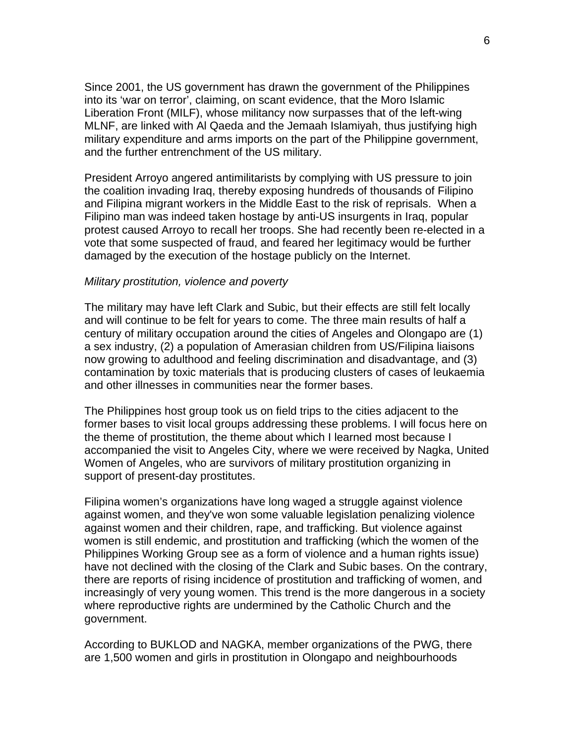Since 2001, the US government has drawn the government of the Philippines into its ‘war on terror’, claiming, on scant evidence, that the Moro Islamic Liberation Front (MILF), whose militancy now surpasses that of the left-wing MLNF, are linked with Al Qaeda and the Jemaah Islamiyah, thus justifying high military expenditure and arms imports on the part of the Philippine government, and the further entrenchment of the US military.

President Arroyo angered antimilitarists by complying with US pressure to join the coalition invading Iraq, thereby exposing hundreds of thousands of Filipino and Filipina migrant workers in the Middle East to the risk of reprisals. When a Filipino man was indeed taken hostage by anti-US insurgents in Iraq, popular protest caused Arroyo to recall her troops. She had recently been re-elected in a vote that some suspected of fraud, and feared her legitimacy would be further damaged by the execution of the hostage publicly on the Internet.

*Military prostitution, violence and poverty*

The military may have left Clark and Subic, but their effects are still felt locally and will continue to be felt for years to come. The three main results of half a century of military occupation around the cities of Angeles and Olongapo are (1) a sex industry, (2) a population of Amerasian children from US/Filipina liaisons now growing to adulthood and feeling discrimination and disadvantage, and (3) contamination by toxic materials that is producing clusters of cases of leukaemia and other illnesses in communities near the former bases.

The Philippines host group took us on field trips to the cities adjacent to the former bases to visit local groups addressing these problems. I will focus here on the theme of prostitution, the theme about which I learned most because I accompanied the visit to Angeles City, where we were received by Nagka, United Women of Angeles, who are survivors of military prostitution organizing in support of present-day prostitutes.

Filipina women’s organizations have long waged a struggle against violence against women, and they've won some valuable legislation penalizing violence against women and their children, rape, and trafficking. But violence against women is still endemic, and prostitution and trafficking (which the women of the Philippines Working Group see as a form of violence and a human rights issue) have not declined with the closing of the Clark and Subic bases. On the contrary, there are reports of rising incidence of prostitution and trafficking of women, and increasingly of very young women. This trend is the more dangerous in a society where reproductive rights are undermined by the Catholic Church and the government.

According to BUKLOD and NAGKA, member organizations of the PWG, there are 1,500 women and girls in prostitution in Olongapo and neighbourhoods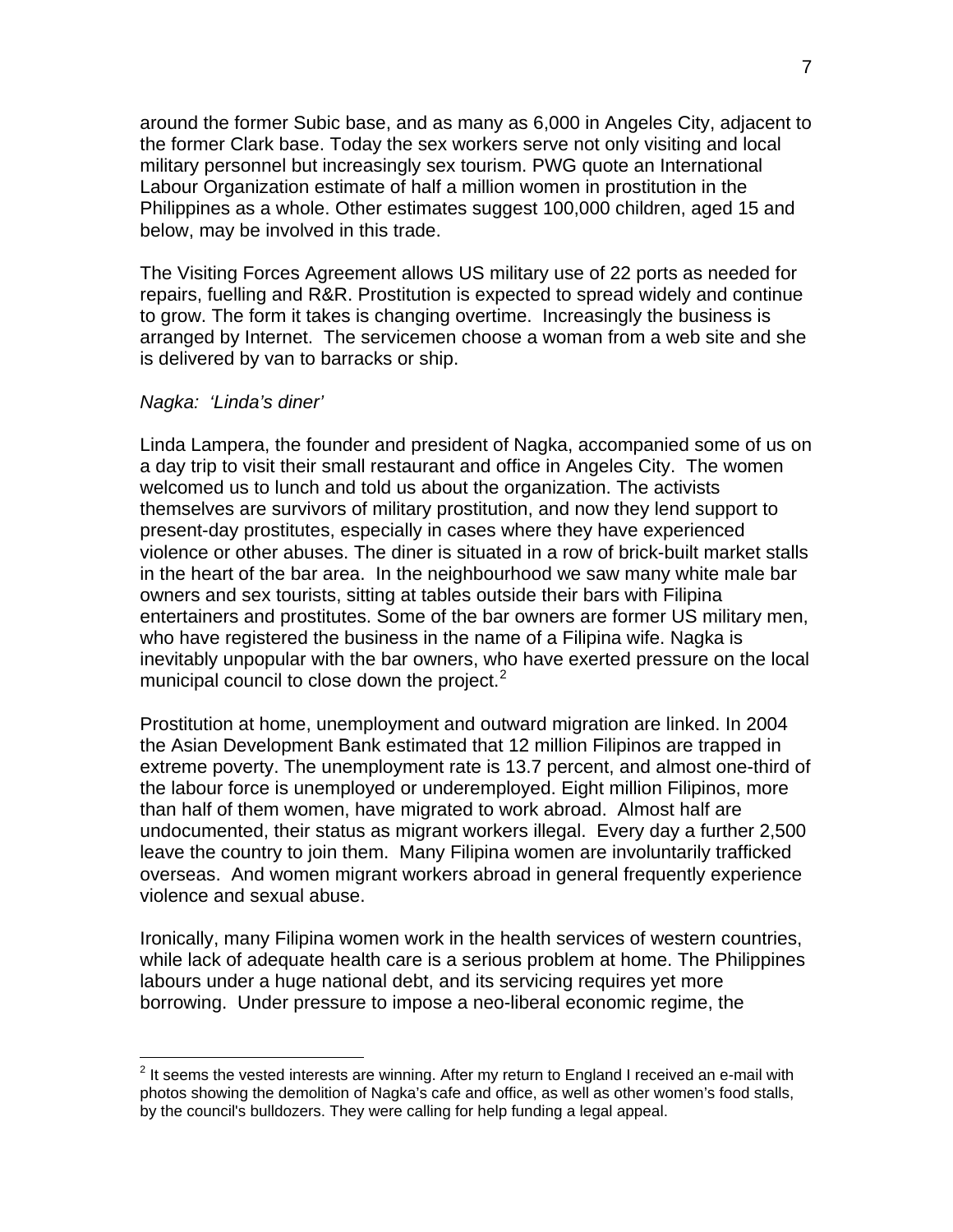around the former Subic base, and as many as 6,000 in Angeles City, adjacent to the former Clark base. Today the sex workers serve not only visiting and local military personnel but increasingly sex tourism. PWG quote an International Labour Organization estimate of half a million women in prostitution in the Philippines as a whole. Other estimates suggest 100,000 children, aged 15 and below, may be involved in this trade.

The Visiting Forces Agreement allows US military use of 22 ports as needed for repairs, fuelling and R&R. Prostitution is expected to spread widely and continue to grow. The form it takes is changing overtime. Increasingly the business is arranged by Internet. The servicemen choose a woman from a web site and she is delivered by van to barracks or ship.

*Nagka: 'Linda's diner'*

Linda Lampera, the founder and president of Nagka, accompanied some of us on a day trip to visit their small restaurant and office in Angeles City. The women welcomed us to lunch and told us about the organization. The activists themselves are survivors of military prostitution, and now they lend support to present-day prostitutes, especially in cases where they have experienced violence or other abuses. The diner is situated in a row of brick-built market stalls in the heart of the bar area. In the neighbourhood we saw many white male bar owners and sex tourists, sitting at tables outside their bars with Filipina entertainers and prostitutes. Some of the bar owners are former US military men, who have registered the business in the name of a Filipina wife. Nagka is inevitably unpopular with the bar owners, who have exerted pressure on the local municipal council to close down the project.[2]

Prostitution at home, unemployment and outward migration are linked. In 2004 the Asian Development Bank estimated that 12 million Filipinos are trapped in extreme poverty. The unemployment rate is 13.7 percent, and almost one-third of the labour force is unemployed or underemployed. Eight million Filipinos, more than half of them women, have migrated to work abroad. Almost half are undocumented, their status as migrant workers illegal. Every day a further 2,500 leave the country to join them. Many Filipina women are involuntarily trafficked overseas. And women migrant workers abroad in general frequently experience violence and sexual abuse.

Ironically, many Filipina women work in the health services of western countries, while lack of adequate health care is a serious problem at home. The Philippines labours under a huge national debt, and its servicing requires yet more borrowing. Under pressure to impose a neo-liberal economic regime, the

---

[2] It seems the vested interests are winning. After my return to England I received an e-mail with photos showing the demolition of Nagka's cafe and office, as well as other women's food stalls, by the council's bulldozers. They were calling for help funding a legal appeal.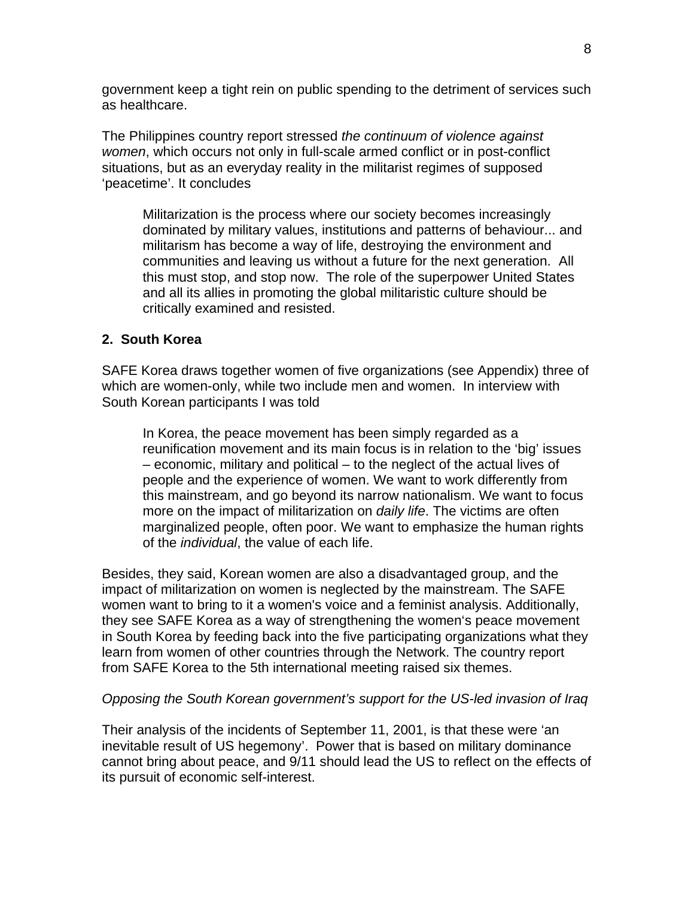government keep a tight rein on public spending to the detriment of services such as healthcare.

The Philippines country report stressed *the continuum of violence against women*, which occurs not only in full-scale armed conflict or in post-conflict situations, but as an everyday reality in the militarist regimes of supposed 'peacetime'. It concludes

> Militarization is the process where our society becomes increasingly dominated by military values, institutions and patterns of behaviour... and militarism has become a way of life, destroying the environment and communities and leaving us without a future for the next generation. All this must stop, and stop now. The role of the superpower United States and all its allies in promoting the global militaristic culture should be critically examined and resisted.

**2. South Korea**

SAFE Korea draws together women of five organizations (see Appendix) three of which are women-only, while two include men and women. In interview with South Korean participants I was told

> In Korea, the peace movement has been simply regarded as a reunification movement and its main focus is in relation to the 'big' issues – economic, military and political – to the neglect of the actual lives of people and the experience of women. We want to work differently from this mainstream, and go beyond its narrow nationalism. We want to focus more on the impact of militarization on *daily life*. The victims are often marginalized people, often poor. We want to emphasize the human rights of the *individual*, the value of each life.

Besides, they said, Korean women are also a disadvantaged group, and the impact of militarization on women is neglected by the mainstream. The SAFE women want to bring to it a women's voice and a feminist analysis. Additionally, they see SAFE Korea as a way of strengthening the women's peace movement in South Korea by feeding back into the five participating organizations what they learn from women of other countries through the Network. The country report from SAFE Korea to the 5th international meeting raised six themes.

*Opposing the South Korean government's support for the US-led invasion of Iraq*

Their analysis of the incidents of September 11, 2001, is that these were 'an inevitable result of US hegemony'. Power that is based on military dominance cannot bring about peace, and 9/11 should lead the US to reflect on the effects of its pursuit of economic self-interest.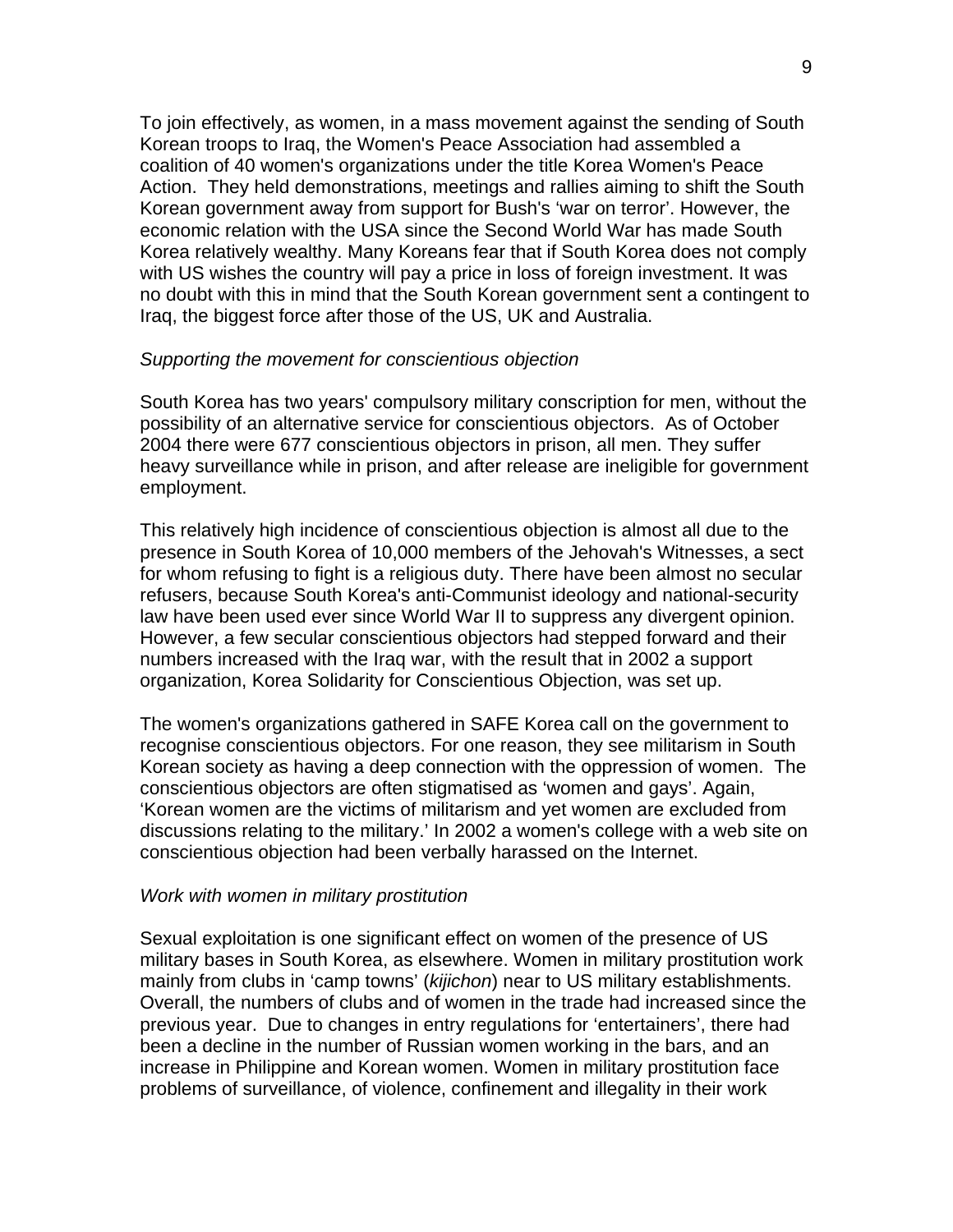To join effectively, as women, in a mass movement against the sending of South Korean troops to Iraq, the Women's Peace Association had assembled a coalition of 40 women's organizations under the title Korea Women's Peace Action. They held demonstrations, meetings and rallies aiming to shift the South Korean government away from support for Bush's 'war on terror'. However, the economic relation with the USA since the Second World War has made South Korea relatively wealthy. Many Koreans fear that if South Korea does not comply with US wishes the country will pay a price in loss of foreign investment. It was no doubt with this in mind that the South Korean government sent a contingent to Iraq, the biggest force after those of the US, UK and Australia.

*Supporting the movement for conscientious objection*

South Korea has two years' compulsory military conscription for men, without the possibility of an alternative service for conscientious objectors. As of October 2004 there were 677 conscientious objectors in prison, all men. They suffer heavy surveillance while in prison, and after release are ineligible for government employment.

This relatively high incidence of conscientious objection is almost all due to the presence in South Korea of 10,000 members of the Jehovah's Witnesses, a sect for whom refusing to fight is a religious duty. There have been almost no secular refusers, because South Korea's anti-Communist ideology and national-security law have been used ever since World War II to suppress any divergent opinion. However, a few secular conscientious objectors had stepped forward and their numbers increased with the Iraq war, with the result that in 2002 a support organization, Korea Solidarity for Conscientious Objection, was set up.

The women's organizations gathered in SAFE Korea call on the government to recognise conscientious objectors. For one reason, they see militarism in South Korean society as having a deep connection with the oppression of women. The conscientious objectors are often stigmatised as 'women and gays'. Again, 'Korean women are the victims of militarism and yet women are excluded from discussions relating to the military.' In 2002 a women's college with a web site on conscientious objection had been verbally harassed on the Internet.

*Work with women in military prostitution*

Sexual exploitation is one significant effect on women of the presence of US military bases in South Korea, as elsewhere. Women in military prostitution work mainly from clubs in 'camp towns' (*kijichon*) near to US military establishments. Overall, the numbers of clubs and of women in the trade had increased since the previous year. Due to changes in entry regulations for 'entertainers', there had been a decline in the number of Russian women working in the bars, and an increase in Philippine and Korean women. Women in military prostitution face problems of surveillance, of violence, confinement and illegality in their work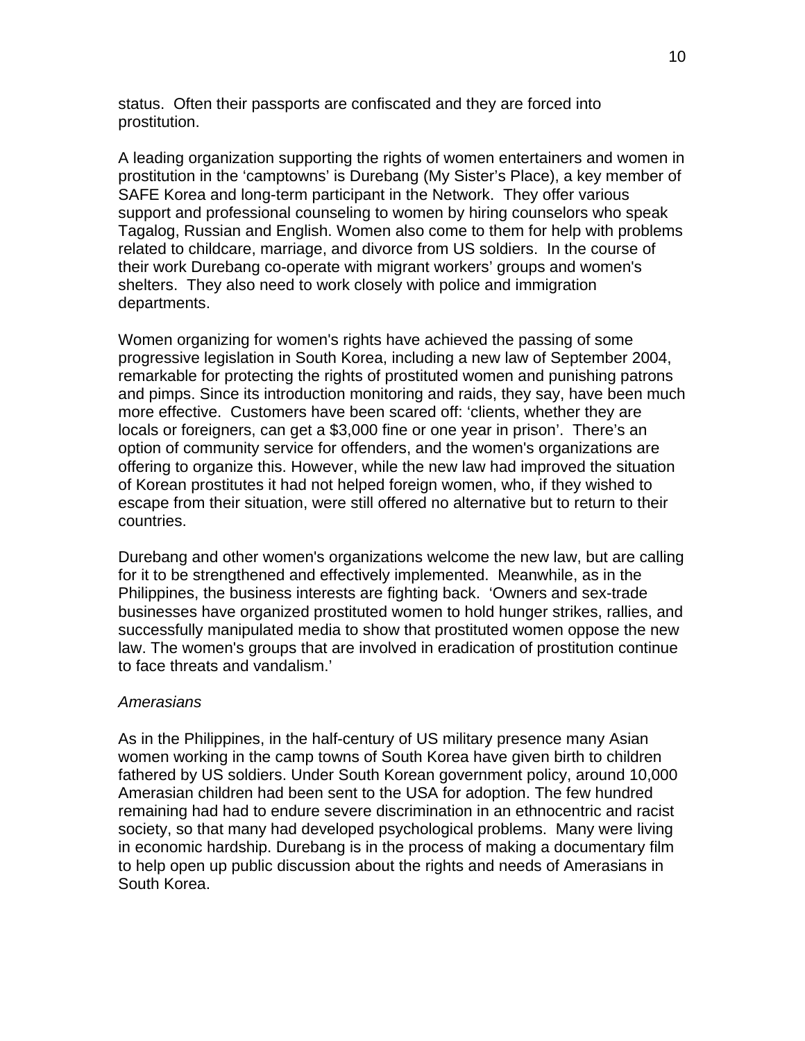status. Often their passports are confiscated and they are forced into prostitution.

A leading organization supporting the rights of women entertainers and women in prostitution in the 'camptowns' is Durebang (My Sister's Place), a key member of SAFE Korea and long-term participant in the Network. They offer various support and professional counseling to women by hiring counselors who speak Tagalog, Russian and English. Women also come to them for help with problems related to childcare, marriage, and divorce from US soldiers. In the course of their work Durebang co-operate with migrant workers' groups and women's shelters. They also need to work closely with police and immigration departments.

Women organizing for women's rights have achieved the passing of some progressive legislation in South Korea, including a new law of September 2004, remarkable for protecting the rights of prostituted women and punishing patrons and pimps. Since its introduction monitoring and raids, they say, have been much more effective. Customers have been scared off: 'clients, whether they are locals or foreigners, can get a $3,000 fine or one year in prison'. There's an option of community service for offenders, and the women's organizations are offering to organize this. However, while the new law had improved the situation of Korean prostitutes it had not helped foreign women, who, if they wished to escape from their situation, were still offered no alternative but to return to their countries.

Durebang and other women's organizations welcome the new law, but are calling for it to be strengthened and effectively implemented. Meanwhile, as in the Philippines, the business interests are fighting back. 'Owners and sex-trade businesses have organized prostituted women to hold hunger strikes, rallies, and successfully manipulated media to show that prostituted women oppose the new law. The women's groups that are involved in eradication of prostitution continue to face threats and vandalism.'

*Amerasians*

As in the Philippines, in the half-century of US military presence many Asian women working in the camp towns of South Korea have given birth to children fathered by US soldiers. Under South Korean government policy, around 10,000 Amerasian children had been sent to the USA for adoption. The few hundred remaining had had to endure severe discrimination in an ethnocentric and racist society, so that many had developed psychological problems. Many were living in economic hardship. Durebang is in the process of making a documentary film to help open up public discussion about the rights and needs of Amerasians in South Korea.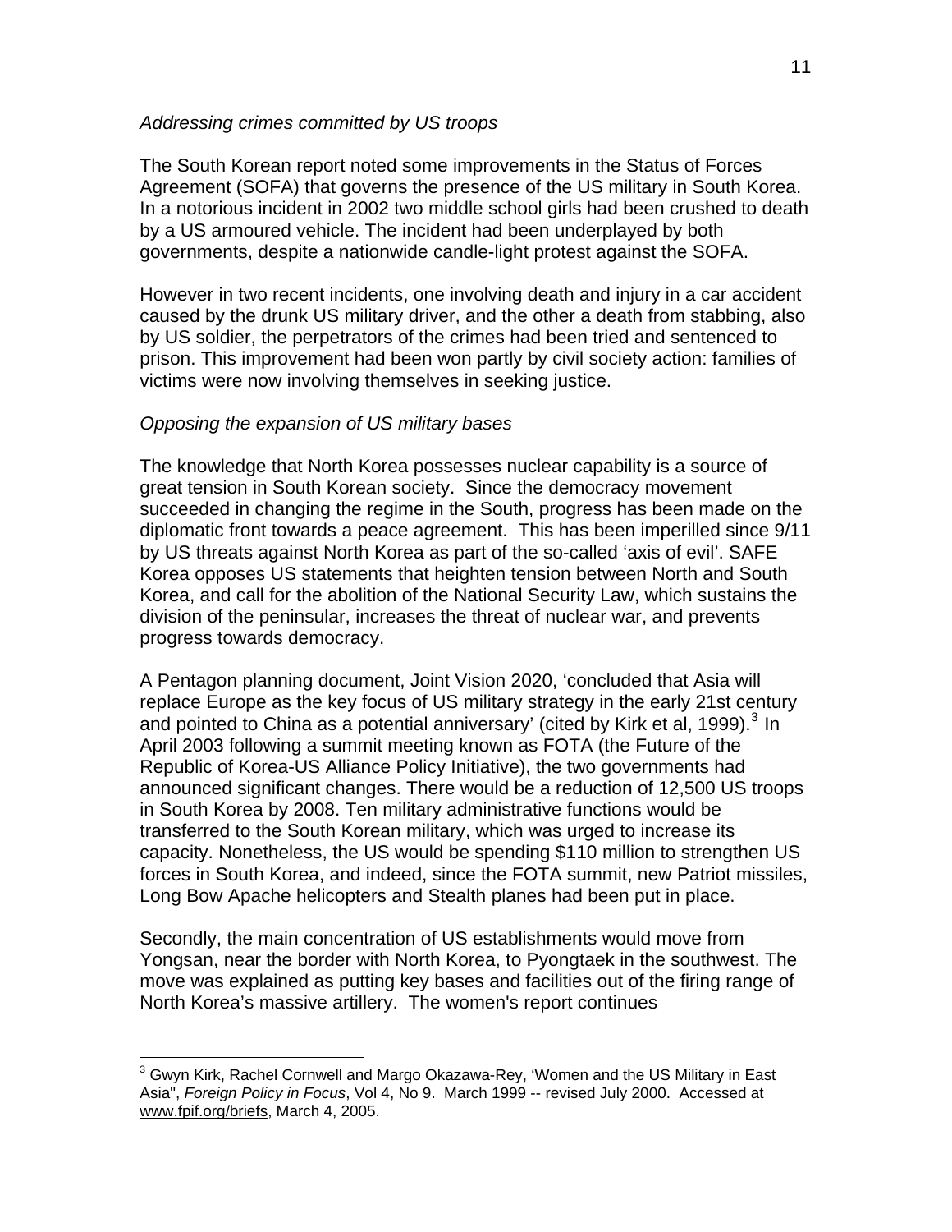*Addressing crimes committed by US troops*

The South Korean report noted some improvements in the Status of Forces Agreement (SOFA) that governs the presence of the US military in South Korea. In a notorious incident in 2002 two middle school girls had been crushed to death by a US armoured vehicle. The incident had been underplayed by both governments, despite a nationwide candle-light protest against the SOFA.

However in two recent incidents, one involving death and injury in a car accident caused by the drunk US military driver, and the other a death from stabbing, also by US soldier, the perpetrators of the crimes had been tried and sentenced to prison. This improvement had been won partly by civil society action: families of victims were now involving themselves in seeking justice.

*Opposing the expansion of US military bases*

The knowledge that North Korea possesses nuclear capability is a source of great tension in South Korean society. Since the democracy movement succeeded in changing the regime in the South, progress has been made on the diplomatic front towards a peace agreement. This has been imperilled since 9/11 by US threats against North Korea as part of the so-called 'axis of evil'. SAFE Korea opposes US statements that heighten tension between North and South Korea, and call for the abolition of the National Security Law, which sustains the division of the peninsular, increases the threat of nuclear war, and prevents progress towards democracy.

A Pentagon planning document, Joint Vision 2020, 'concluded that Asia will replace Europe as the key focus of US military strategy in the early 21st century and pointed to China as a potential anniversary' (cited by Kirk et al, 1999).[3] In April 2003 following a summit meeting known as FOTA (the Future of the Republic of Korea-US Alliance Policy Initiative), the two governments had announced significant changes. There would be a reduction of 12,500 US troops in South Korea by 2008. Ten military administrative functions would be transferred to the South Korean military, which was urged to increase its capacity. Nonetheless, the US would be spending $110 million to strengthen US forces in South Korea, and indeed, since the FOTA summit, new Patriot missiles, Long Bow Apache helicopters and Stealth planes had been put in place.

Secondly, the main concentration of US establishments would move from Yongsan, near the border with North Korea, to Pyongtaek in the southwest. The move was explained as putting key bases and facilities out of the firing range of North Korea's massive artillery. The women's report continues

---

[3] Gwyn Kirk, Rachel Cornwell and Margo Okazawa-Rey, 'Women and the US Military in East Asia", *Foreign Policy in Focus*, Vol 4, No 9. March 1999 -- revised July 2000. Accessed at www.fpif.org/briefs, March 4, 2005.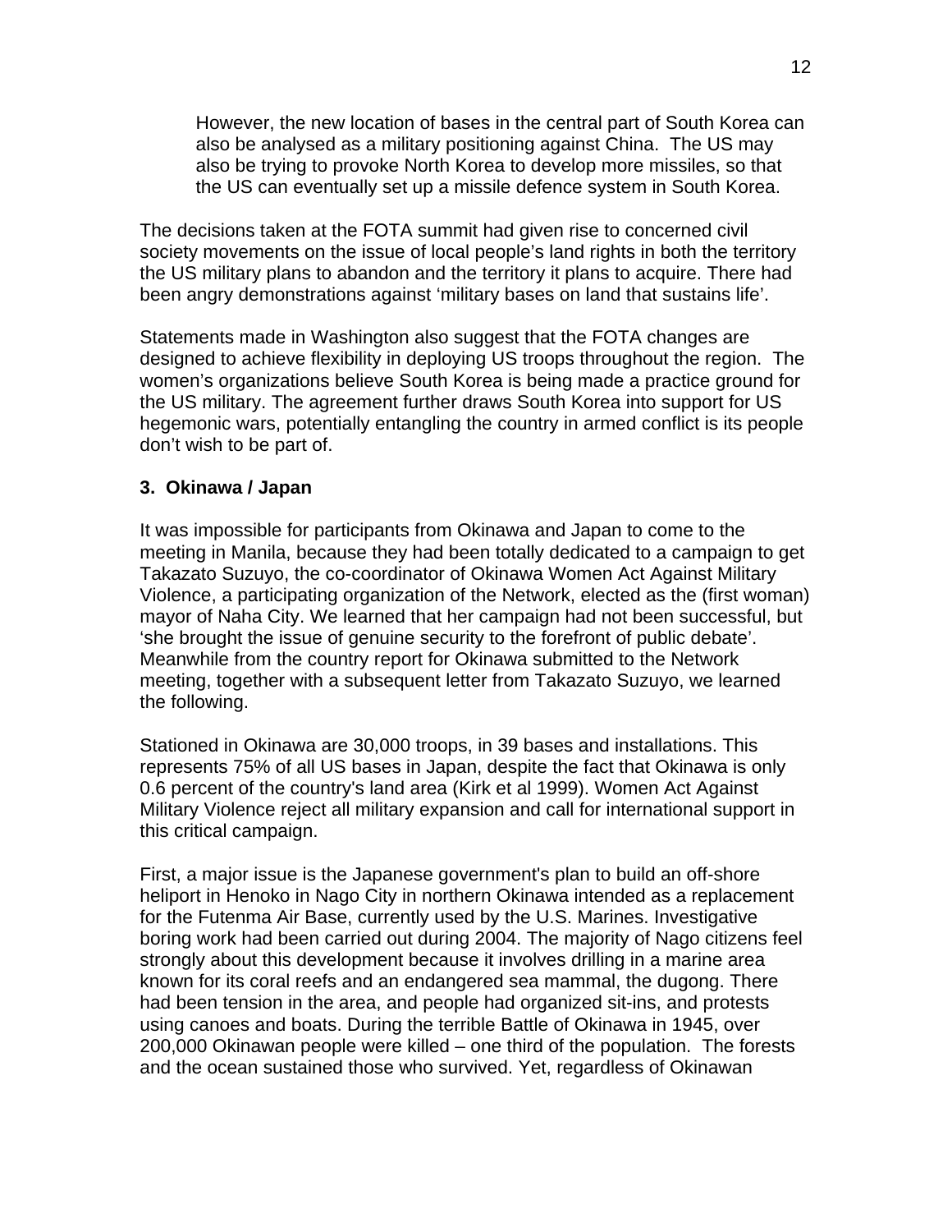> However, the new location of bases in the central part of South Korea can also be analysed as a military positioning against China. The US may also be trying to provoke North Korea to develop more missiles, so that the US can eventually set up a missile defence system in South Korea.

The decisions taken at the FOTA summit had given rise to concerned civil society movements on the issue of local people's land rights in both the territory the US military plans to abandon and the territory it plans to acquire. There had been angry demonstrations against 'military bases on land that sustains life'.

Statements made in Washington also suggest that the FOTA changes are designed to achieve flexibility in deploying US troops throughout the region. The women's organizations believe South Korea is being made a practice ground for the US military. The agreement further draws South Korea into support for US hegemonic wars, potentially entangling the country in armed conflict is its people don't wish to be part of.

**3. Okinawa / Japan**

It was impossible for participants from Okinawa and Japan to come to the meeting in Manila, because they had been totally dedicated to a campaign to get Takazato Suzuyo, the co-coordinator of Okinawa Women Act Against Military Violence, a participating organization of the Network, elected as the (first woman) mayor of Naha City. We learned that her campaign had not been successful, but 'she brought the issue of genuine security to the forefront of public debate'. Meanwhile from the country report for Okinawa submitted to the Network meeting, together with a subsequent letter from Takazato Suzuyo, we learned the following.

Stationed in Okinawa are 30,000 troops, in 39 bases and installations. This represents 75% of all US bases in Japan, despite the fact that Okinawa is only 0.6 percent of the country's land area (Kirk et al 1999). Women Act Against Military Violence reject all military expansion and call for international support in this critical campaign.

First, a major issue is the Japanese government's plan to build an off-shore heliport in Henoko in Nago City in northern Okinawa intended as a replacement for the Futenma Air Base, currently used by the U.S. Marines. Investigative boring work had been carried out during 2004. The majority of Nago citizens feel strongly about this development because it involves drilling in a marine area known for its coral reefs and an endangered sea mammal, the dugong. There had been tension in the area, and people had organized sit-ins, and protests using canoes and boats. During the terrible Battle of Okinawa in 1945, over 200,000 Okinawan people were killed – one third of the population. The forests and the ocean sustained those who survived. Yet, regardless of Okinawan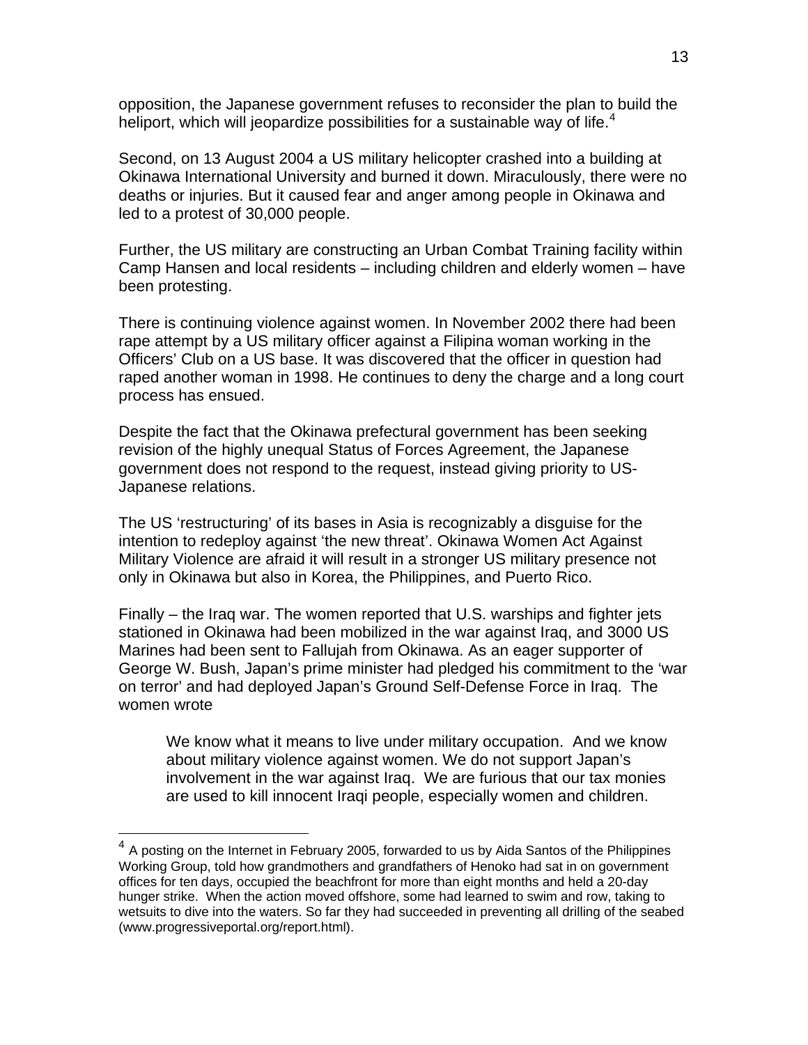opposition, the Japanese government refuses to reconsider the plan to build the heliport, which will jeopardize possibilities for a sustainable way of life.[4]

Second, on 13 August 2004 a US military helicopter crashed into a building at Okinawa International University and burned it down. Miraculously, there were no deaths or injuries. But it caused fear and anger among people in Okinawa and led to a protest of 30,000 people.

Further, the US military are constructing an Urban Combat Training facility within Camp Hansen and local residents – including children and elderly women – have been protesting.

There is continuing violence against women. In November 2002 there had been rape attempt by a US military officer against a Filipina woman working in the Officers' Club on a US base. It was discovered that the officer in question had raped another woman in 1998. He continues to deny the charge and a long court process has ensued.

Despite the fact that the Okinawa prefectural government has been seeking revision of the highly unequal Status of Forces Agreement, the Japanese government does not respond to the request, instead giving priority to US-Japanese relations.

The US 'restructuring' of its bases in Asia is recognizably a disguise for the intention to redeploy against 'the new threat'. Okinawa Women Act Against Military Violence are afraid it will result in a stronger US military presence not only in Okinawa but also in Korea, the Philippines, and Puerto Rico.

Finally – the Iraq war. The women reported that U.S. warships and fighter jets stationed in Okinawa had been mobilized in the war against Iraq, and 3000 US Marines had been sent to Fallujah from Okinawa. As an eager supporter of George W. Bush, Japan's prime minister had pledged his commitment to the 'war on terror' and had deployed Japan's Ground Self-Defense Force in Iraq. The women wrote

> We know what it means to live under military occupation. And we know about military violence against women. We do not support Japan's involvement in the war against Iraq. We are furious that our tax monies are used to kill innocent Iraqi people, especially women and children.

---

[4] A posting on the Internet in February 2005, forwarded to us by Aida Santos of the Philippines Working Group, told how grandmothers and grandfathers of Henoko had sat in on government offices for ten days, occupied the beachfront for more than eight months and held a 20-day hunger strike. When the action moved offshore, some had learned to swim and row, taking to wetsuits to dive into the waters. So far they had succeeded in preventing all drilling of the seabed (www.progressiveportal.org/report.html).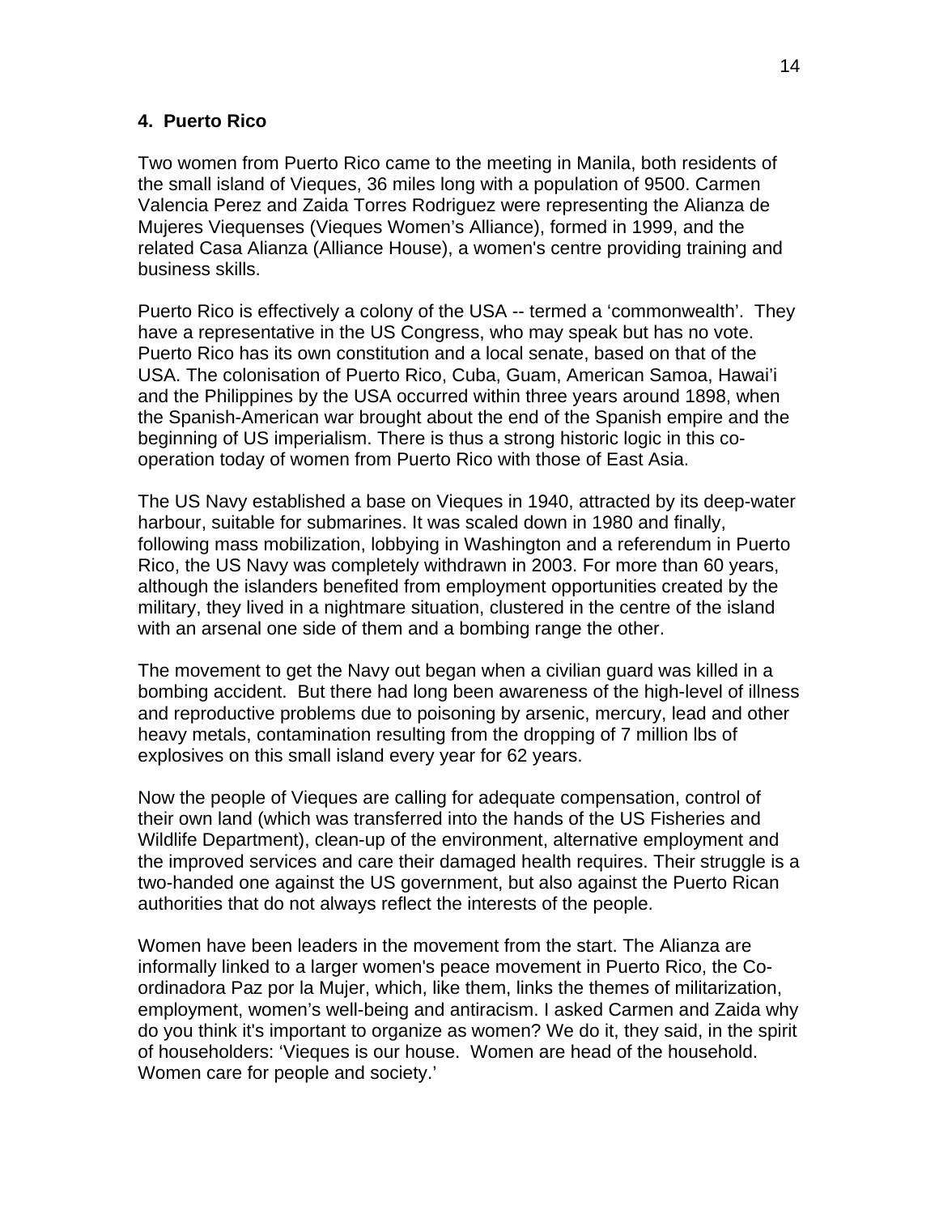#### 4. Puerto Rico

Two women from Puerto Rico came to the meeting in Manila, both residents of the small island of Vieques, 36 miles long with a population of 9500. Carmen Valencia Perez and Zaida Torres Rodriguez were representing the Alianza de Mujeres Viequenses (Vieques Women's Alliance), formed in 1999, and the related Casa Alianza (Alliance House), a women's centre providing training and business skills.

Puerto Rico is effectively a colony of the USA -- termed a 'commonwealth'. They have a representative in the US Congress, who may speak but has no vote. Puerto Rico has its own constitution and a local senate, based on that of the USA. The colonisation of Puerto Rico, Cuba, Guam, American Samoa, Hawai'i and the Philippines by the USA occurred within three years around 1898, when the Spanish-American war brought about the end of the Spanish empire and the beginning of US imperialism. There is thus a strong historic logic in this co-operation today of women from Puerto Rico with those of East Asia.

The US Navy established a base on Vieques in 1940, attracted by its deep-water harbour, suitable for submarines. It was scaled down in 1980 and finally, following mass mobilization, lobbying in Washington and a referendum in Puerto Rico, the US Navy was completely withdrawn in 2003. For more than 60 years, although the islanders benefited from employment opportunities created by the military, they lived in a nightmare situation, clustered in the centre of the island with an arsenal one side of them and a bombing range the other.

The movement to get the Navy out began when a civilian guard was killed in a bombing accident. But there had long been awareness of the high-level of illness and reproductive problems due to poisoning by arsenic, mercury, lead and other heavy metals, contamination resulting from the dropping of 7 million lbs of explosives on this small island every year for 62 years.

Now the people of Vieques are calling for adequate compensation, control of their own land (which was transferred into the hands of the US Fisheries and Wildlife Department), clean-up of the environment, alternative employment and the improved services and care their damaged health requires. Their struggle is a two-handed one against the US government, but also against the Puerto Rican authorities that do not always reflect the interests of the people.

Women have been leaders in the movement from the start. The Alianza are informally linked to a larger women's peace movement in Puerto Rico, the Co-ordinadora Paz por la Mujer, which, like them, links the themes of militarization, employment, women's well-being and antiracism. I asked Carmen and Zaida why do you think it's important to organize as women? We do it, they said, in the spirit of householders: 'Vieques is our house. Women are head of the household. Women care for people and society.'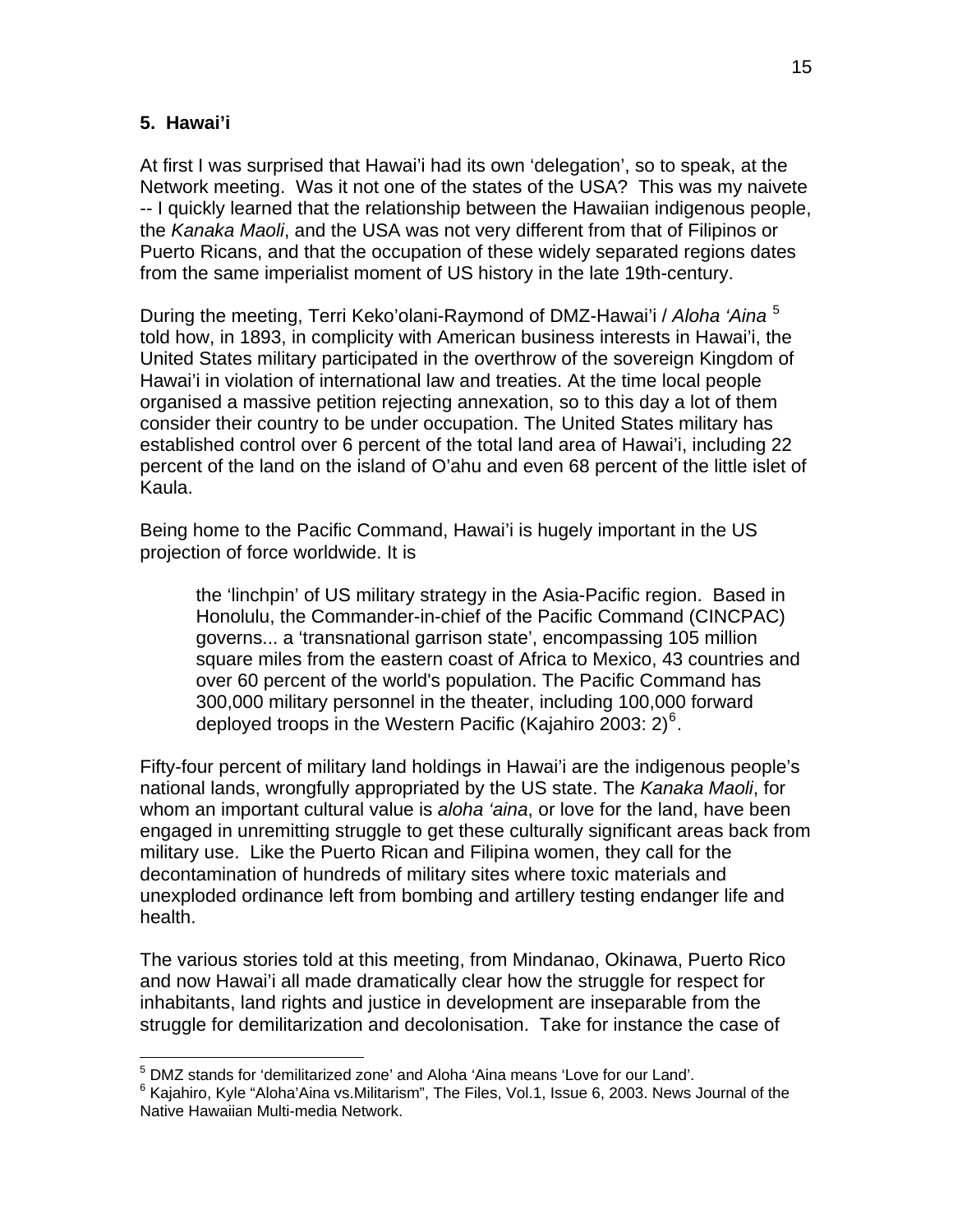## 5. Hawai'i

At first I was surprised that Hawai'i had its own 'delegation', so to speak, at the Network meeting. Was it not one of the states of the USA? This was my naivete -- I quickly learned that the relationship between the Hawaiian indigenous people, the *Kanaka Maoli*, and the USA was not very different from that of Filipinos or Puerto Ricans, and that the occupation of these widely separated regions dates from the same imperialist moment of US history in the late 19th-century.

During the meeting, Terri Keko'olani-Raymond of DMZ-Hawai'i / *Aloha 'Aina* [5] told how, in 1893, in complicity with American business interests in Hawai'i, the United States military participated in the overthrow of the sovereign Kingdom of Hawai'i in violation of international law and treaties. At the time local people organised a massive petition rejecting annexation, so to this day a lot of them consider their country to be under occupation. The United States military has established control over 6 percent of the total land area of Hawai'i, including 22 percent of the land on the island of O'ahu and even 68 percent of the little islet of Kaula.

Being home to the Pacific Command, Hawai'i is hugely important in the US projection of force worldwide. It is

> the 'linchpin' of US military strategy in the Asia-Pacific region. Based in Honolulu, the Commander-in-chief of the Pacific Command (CINCPAC) governs... a 'transnational garrison state', encompassing 105 million square miles from the eastern coast of Africa to Mexico, 43 countries and over 60 percent of the world's population. The Pacific Command has 300,000 military personnel in the theater, including 100,000 forward deployed troops in the Western Pacific (Kajahiro 2003: 2)[6].

Fifty-four percent of military land holdings in Hawai'i are the indigenous people's national lands, wrongfully appropriated by the US state. The *Kanaka Maoli*, for whom an important cultural value is *aloha 'aina*, or love for the land, have been engaged in unremitting struggle to get these culturally significant areas back from military use. Like the Puerto Rican and Filipina women, they call for the decontamination of hundreds of military sites where toxic materials and unexploded ordinance left from bombing and artillery testing endanger life and health.

The various stories told at this meeting, from Mindanao, Okinawa, Puerto Rico and now Hawai'i all made dramatically clear how the struggle for respect for inhabitants, land rights and justice in development are inseparable from the struggle for demilitarization and decolonisation. Take for instance the case of

---

[5] DMZ stands for 'demilitarized zone' and Aloha 'Aina means 'Love for our Land'.

[6] Kajahiro, Kyle "Aloha'Aina vs.Militarism", The Files, Vol.1, Issue 6, 2003. News Journal of the Native Hawaiian Multi-media Network.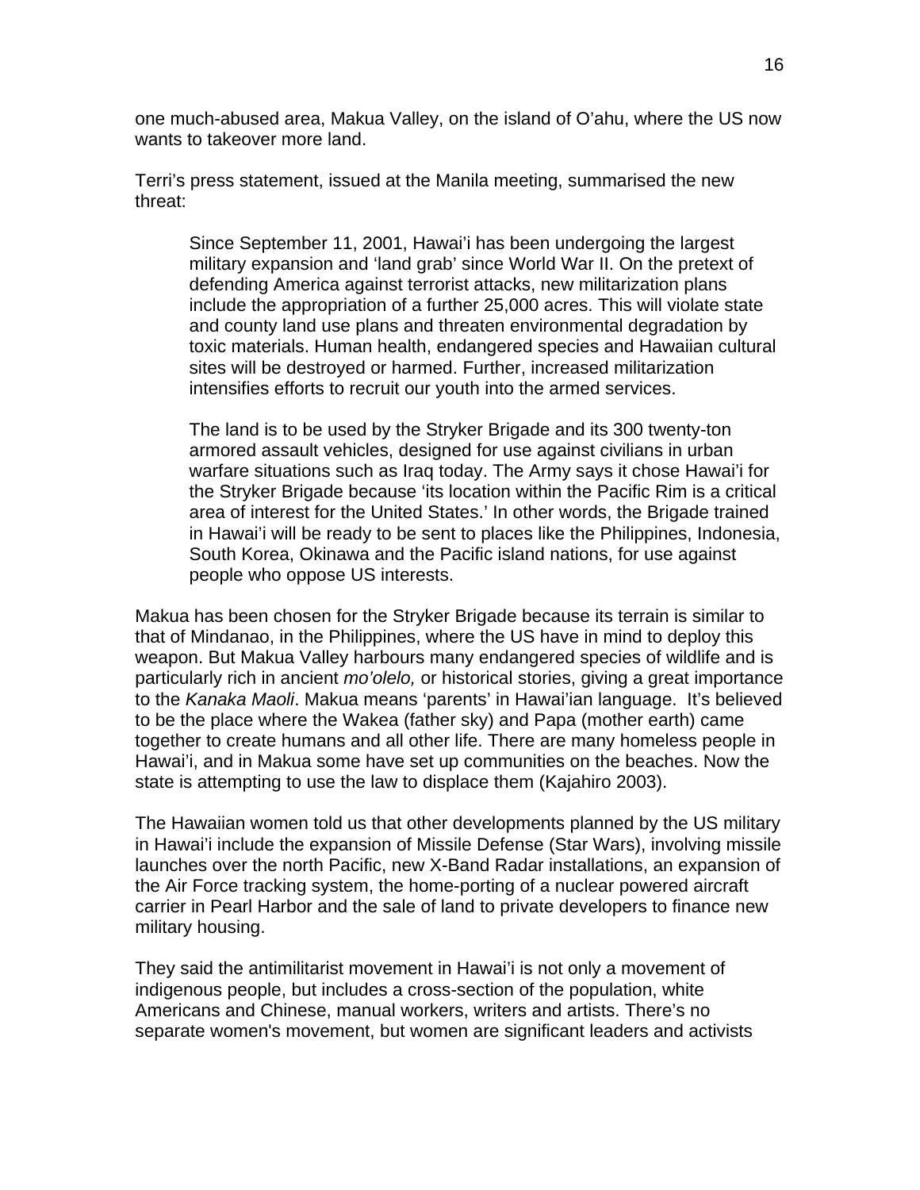one much-abused area, Makua Valley, on the island of O'ahu, where the US now wants to takeover more land.

Terri's press statement, issued at the Manila meeting, summarised the new threat:

> Since September 11, 2001, Hawai'i has been undergoing the largest military expansion and 'land grab' since World War II. On the pretext of defending America against terrorist attacks, new militarization plans include the appropriation of a further 25,000 acres. This will violate state and county land use plans and threaten environmental degradation by toxic materials. Human health, endangered species and Hawaiian cultural sites will be destroyed or harmed. Further, increased militarization intensifies efforts to recruit our youth into the armed services.
>
> The land is to be used by the Stryker Brigade and its 300 twenty-ton armored assault vehicles, designed for use against civilians in urban warfare situations such as Iraq today. The Army says it chose Hawai'i for the Stryker Brigade because 'its location within the Pacific Rim is a critical area of interest for the United States.' In other words, the Brigade trained in Hawai'i will be ready to be sent to places like the Philippines, Indonesia, South Korea, Okinawa and the Pacific island nations, for use against people who oppose US interests.

Makua has been chosen for the Stryker Brigade because its terrain is similar to that of Mindanao, in the Philippines, where the US have in mind to deploy this weapon. But Makua Valley harbours many endangered species of wildlife and is particularly rich in ancient *mo'olelo,* or historical stories, giving a great importance to the *Kanaka Maoli*. Makua means 'parents' in Hawai'ian language. It's believed to be the place where the Wakea (father sky) and Papa (mother earth) came together to create humans and all other life. There are many homeless people in Hawai'i, and in Makua some have set up communities on the beaches. Now the state is attempting to use the law to displace them (Kajahiro 2003).

The Hawaiian women told us that other developments planned by the US military in Hawai'i include the expansion of Missile Defense (Star Wars), involving missile launches over the north Pacific, new X-Band Radar installations, an expansion of the Air Force tracking system, the home-porting of a nuclear powered aircraft carrier in Pearl Harbor and the sale of land to private developers to finance new military housing.

They said the antimilitarist movement in Hawai'i is not only a movement of indigenous people, but includes a cross-section of the population, white Americans and Chinese, manual workers, writers and artists. There's no separate women's movement, but women are significant leaders and activists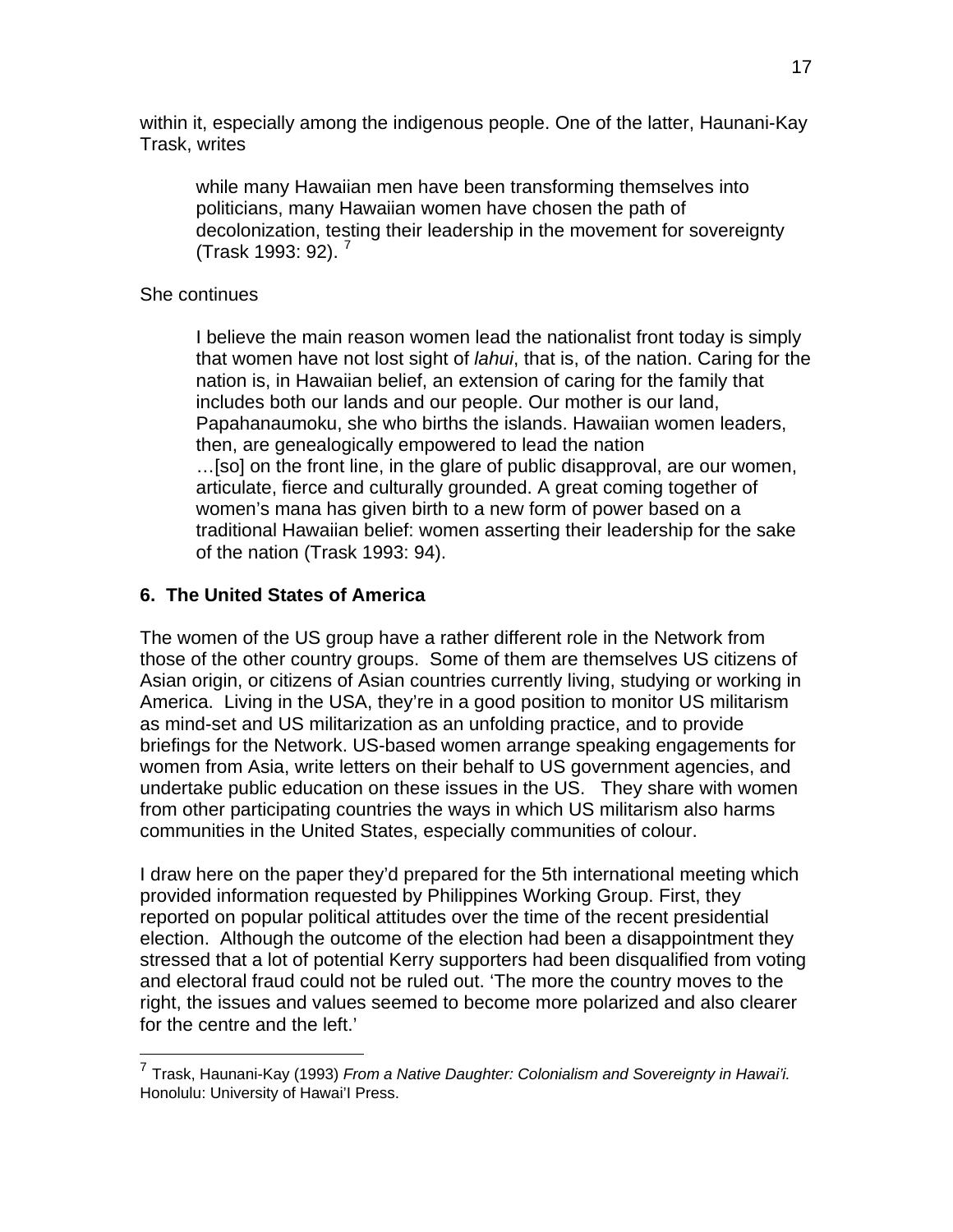within it, especially among the indigenous people. One of the latter, Haunani-Kay Trask, writes

> while many Hawaiian men have been transforming themselves into politicians, many Hawaiian women have chosen the path of decolonization, testing their leadership in the movement for sovereignty (Trask 1993: 92). [7]

She continues

> I believe the main reason women lead the nationalist front today is simply that women have not lost sight of *lahui*, that is, of the nation. Caring for the nation is, in Hawaiian belief, an extension of caring for the family that includes both our lands and our people. Our mother is our land, Papahanaumoku, she who births the islands. Hawaiian women leaders, then, are genealogically empowered to lead the nation
> …[so] on the front line, in the glare of public disapproval, are our women, articulate, fierce and culturally grounded. A great coming together of women's mana has given birth to a new form of power based on a traditional Hawaiian belief: women asserting their leadership for the sake of the nation (Trask 1993: 94).

### 6. The United States of America

The women of the US group have a rather different role in the Network from those of the other country groups. Some of them are themselves US citizens of Asian origin, or citizens of Asian countries currently living, studying or working in America. Living in the USA, they're in a good position to monitor US militarism as mind-set and US militarization as an unfolding practice, and to provide briefings for the Network. US-based women arrange speaking engagements for women from Asia, write letters on their behalf to US government agencies, and undertake public education on these issues in the US. They share with women from other participating countries the ways in which US militarism also harms communities in the United States, especially communities of colour.

I draw here on the paper they'd prepared for the 5th international meeting which provided information requested by Philippines Working Group. First, they reported on popular political attitudes over the time of the recent presidential election. Although the outcome of the election had been a disappointment they stressed that a lot of potential Kerry supporters had been disqualified from voting and electoral fraud could not be ruled out. 'The more the country moves to the right, the issues and values seemed to become more polarized and also clearer for the centre and the left.'

---

[7] Trask, Haunani-Kay (1993) *From a Native Daughter: Colonialism and Sovereignty in Hawai'i.* Honolulu: University of Hawai'I Press.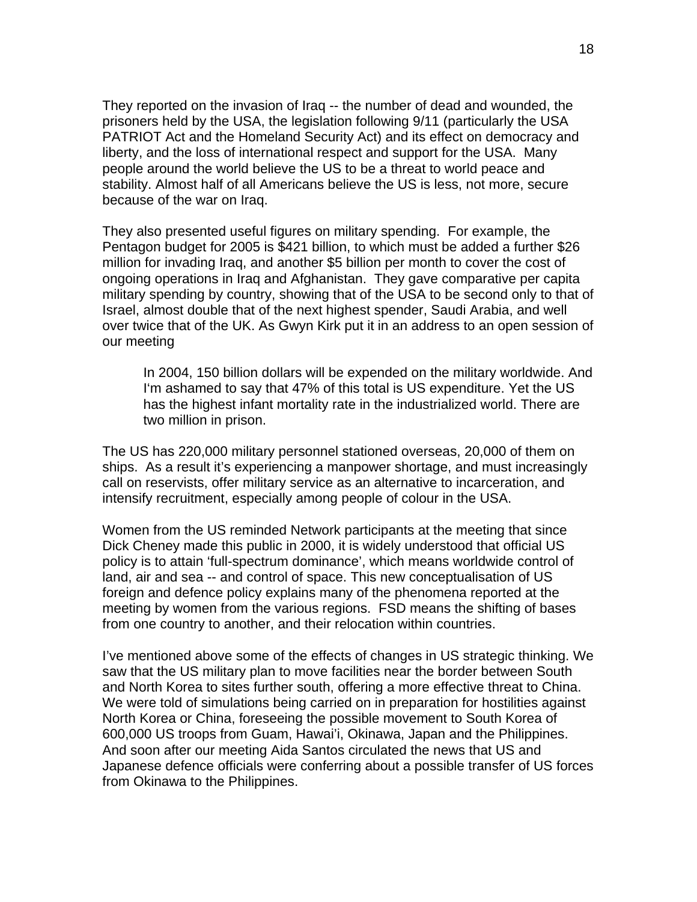They reported on the invasion of Iraq -- the number of dead and wounded, the prisoners held by the USA, the legislation following 9/11 (particularly the USA PATRIOT Act and the Homeland Security Act) and its effect on democracy and liberty, and the loss of international respect and support for the USA. Many people around the world believe the US to be a threat to world peace and stability. Almost half of all Americans believe the US is less, not more, secure because of the war on Iraq.

They also presented useful figures on military spending. For example, the Pentagon budget for 2005 is $421 billion, to which must be added a further $26 million for invading Iraq, and another $5 billion per month to cover the cost of ongoing operations in Iraq and Afghanistan. They gave comparative per capita military spending by country, showing that of the USA to be second only to that of Israel, almost double that of the next highest spender, Saudi Arabia, and well over twice that of the UK. As Gwyn Kirk put it in an address to an open session of our meeting

> In 2004, 150 billion dollars will be expended on the military worldwide. And I'm ashamed to say that 47% of this total is US expenditure. Yet the US has the highest infant mortality rate in the industrialized world. There are two million in prison.

The US has 220,000 military personnel stationed overseas, 20,000 of them on ships. As a result it's experiencing a manpower shortage, and must increasingly call on reservists, offer military service as an alternative to incarceration, and intensify recruitment, especially among people of colour in the USA.

Women from the US reminded Network participants at the meeting that since Dick Cheney made this public in 2000, it is widely understood that official US policy is to attain 'full-spectrum dominance', which means worldwide control of land, air and sea -- and control of space. This new conceptualisation of US foreign and defence policy explains many of the phenomena reported at the meeting by women from the various regions. FSD means the shifting of bases from one country to another, and their relocation within countries.

I've mentioned above some of the effects of changes in US strategic thinking. We saw that the US military plan to move facilities near the border between South and North Korea to sites further south, offering a more effective threat to China. We were told of simulations being carried on in preparation for hostilities against North Korea or China, foreseeing the possible movement to South Korea of 600,000 US troops from Guam, Hawai'i, Okinawa, Japan and the Philippines. And soon after our meeting Aida Santos circulated the news that US and Japanese defence officials were conferring about a possible transfer of US forces from Okinawa to the Philippines.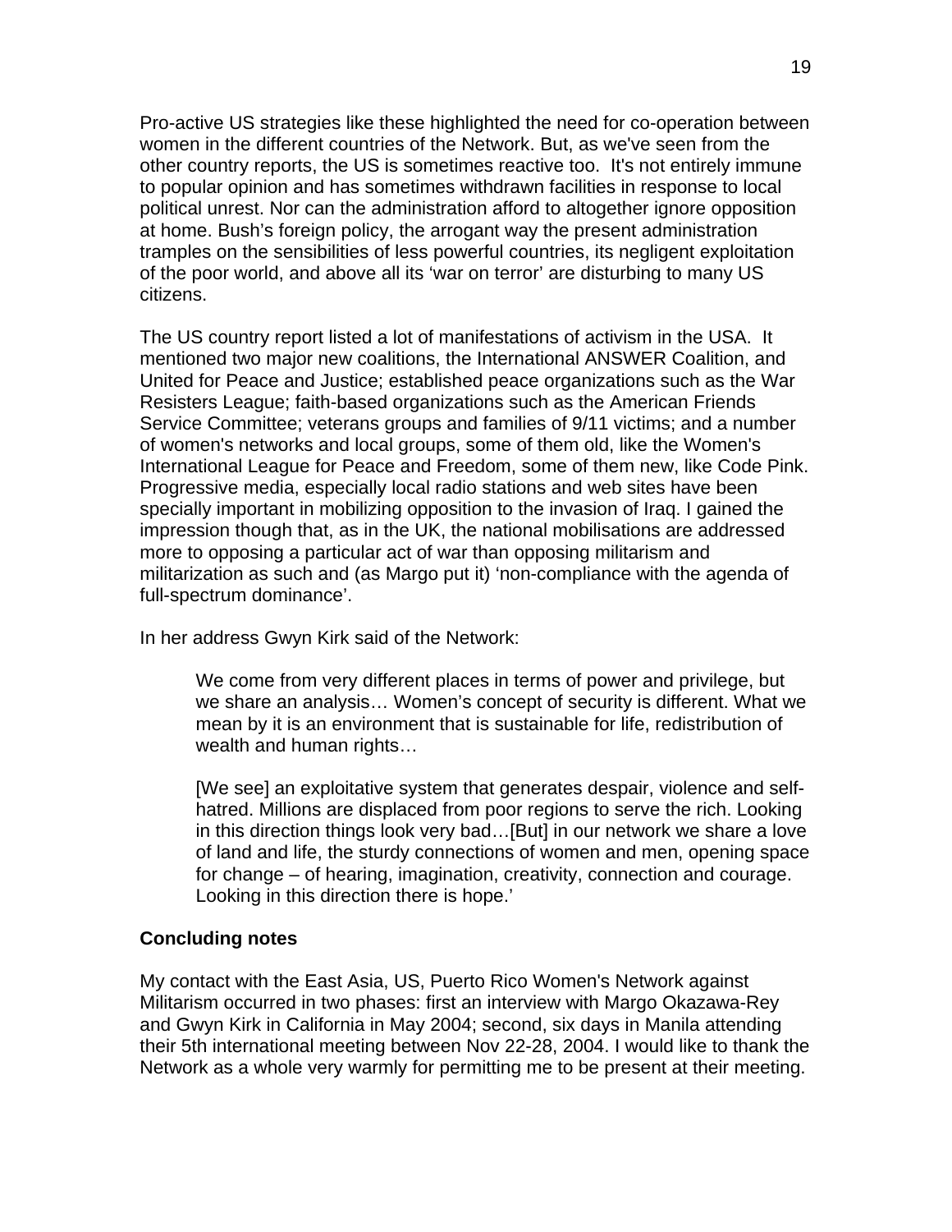Pro-active US strategies like these highlighted the need for co-operation between women in the different countries of the Network. But, as we've seen from the other country reports, the US is sometimes reactive too. It's not entirely immune to popular opinion and has sometimes withdrawn facilities in response to local political unrest. Nor can the administration afford to altogether ignore opposition at home. Bush's foreign policy, the arrogant way the present administration tramples on the sensibilities of less powerful countries, its negligent exploitation of the poor world, and above all its 'war on terror' are disturbing to many US citizens.

The US country report listed a lot of manifestations of activism in the USA. It mentioned two major new coalitions, the International ANSWER Coalition, and United for Peace and Justice; established peace organizations such as the War Resisters League; faith-based organizations such as the American Friends Service Committee; veterans groups and families of 9/11 victims; and a number of women's networks and local groups, some of them old, like the Women's International League for Peace and Freedom, some of them new, like Code Pink. Progressive media, especially local radio stations and web sites have been specially important in mobilizing opposition to the invasion of Iraq. I gained the impression though that, as in the UK, the national mobilisations are addressed more to opposing a particular act of war than opposing militarism and militarization as such and (as Margo put it) 'non-compliance with the agenda of full-spectrum dominance'.

In her address Gwyn Kirk said of the Network:

> We come from very different places in terms of power and privilege, but we share an analysis… Women's concept of security is different. What we mean by it is an environment that is sustainable for life, redistribution of wealth and human rights…
>
> [We see] an exploitative system that generates despair, violence and self-hatred. Millions are displaced from poor regions to serve the rich. Looking in this direction things look very bad…[But] in our network we share a love of land and life, the sturdy connections of women and men, opening space for change – of hearing, imagination, creativity, connection and courage. Looking in this direction there is hope.'

**Concluding notes**

My contact with the East Asia, US, Puerto Rico Women's Network against Militarism occurred in two phases: first an interview with Margo Okazawa-Rey and Gwyn Kirk in California in May 2004; second, six days in Manila attending their 5th international meeting between Nov 22-28, 2004. I would like to thank the Network as a whole very warmly for permitting me to be present at their meeting.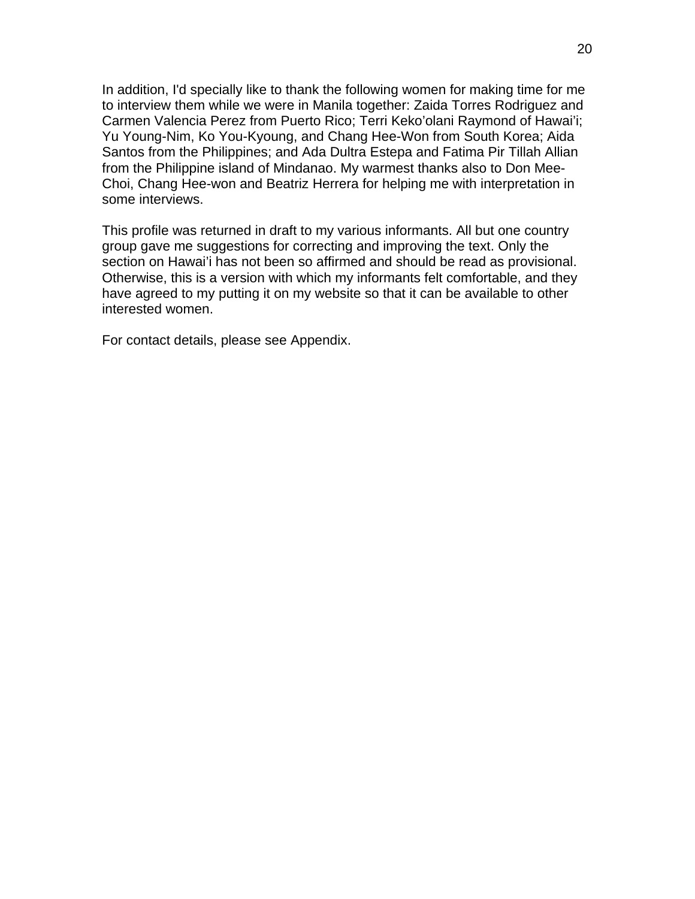In addition, I'd specially like to thank the following women for making time for me to interview them while we were in Manila together: Zaida Torres Rodriguez and Carmen Valencia Perez from Puerto Rico; Terri Keko'olani Raymond of Hawai'i; Yu Young-Nim, Ko You-Kyoung, and Chang Hee-Won from South Korea; Aida Santos from the Philippines; and Ada Dultra Estepa and Fatima Pir Tillah Allian from the Philippine island of Mindanao. My warmest thanks also to Don Mee-Choi, Chang Hee-won and Beatriz Herrera for helping me with interpretation in some interviews.

This profile was returned in draft to my various informants. All but one country group gave me suggestions for correcting and improving the text. Only the section on Hawai'i has not been so affirmed and should be read as provisional. Otherwise, this is a version with which my informants felt comfortable, and they have agreed to my putting it on my website so that it can be available to other interested women.

For contact details, please see Appendix.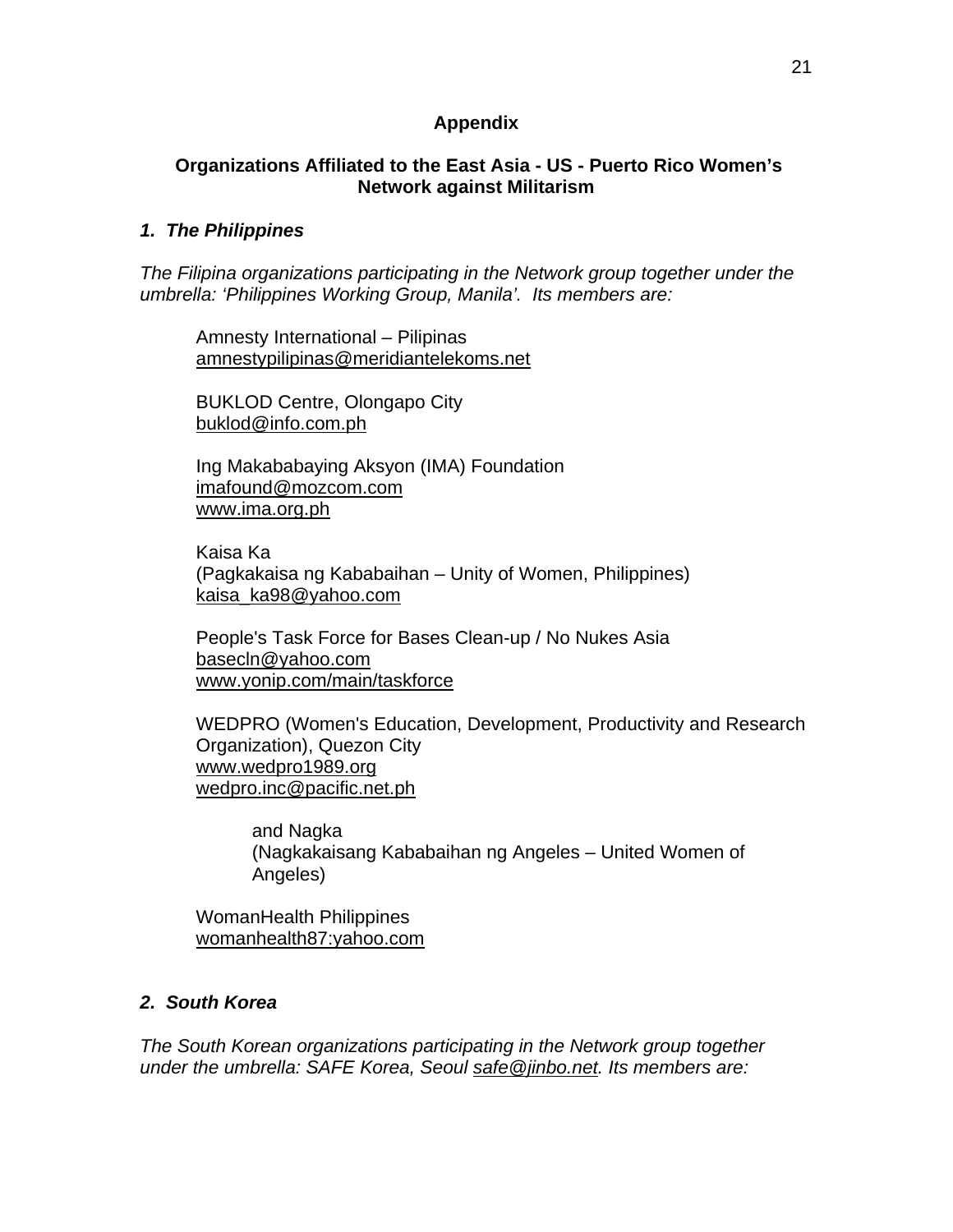## Appendix

### Organizations Affiliated to the East Asia - US - Puerto Rico Women's Network against Militarism

***1. The Philippines***

*The Filipina organizations participating in the Network group together under the umbrella: 'Philippines Working Group, Manila'. Its members are:*

Amnesty International – Pilipinas
amnestypilipinas@meridiantelekoms.net

BUKLOD Centre, Olongapo City
buklod@info.com.ph

Ing Makababaying Aksyon (IMA) Foundation
imafound@mozcom.com
www.ima.org.ph

Kaisa Ka
(Pagkakaisa ng Kababaihan – Unity of Women, Philippines)
kaisa_ka98@yahoo.com

People's Task Force for Bases Clean-up / No Nukes Asia
basecln@yahoo.com
www.yonip.com/main/taskforce

WEDPRO (Women's Education, Development, Productivity and Research Organization), Quezon City
www.wedpro1989.org
wedpro.inc@pacific.net.ph

> and Nagka
> (Nagkakaisang Kababaihan ng Angeles – United Women of Angeles)

WomanHealth Philippines
womanhealth87:yahoo.com

***2. South Korea***

*The South Korean organizations participating in the Network group together under the umbrella: SAFE Korea, Seoul safe@jinbo.net. Its members are:*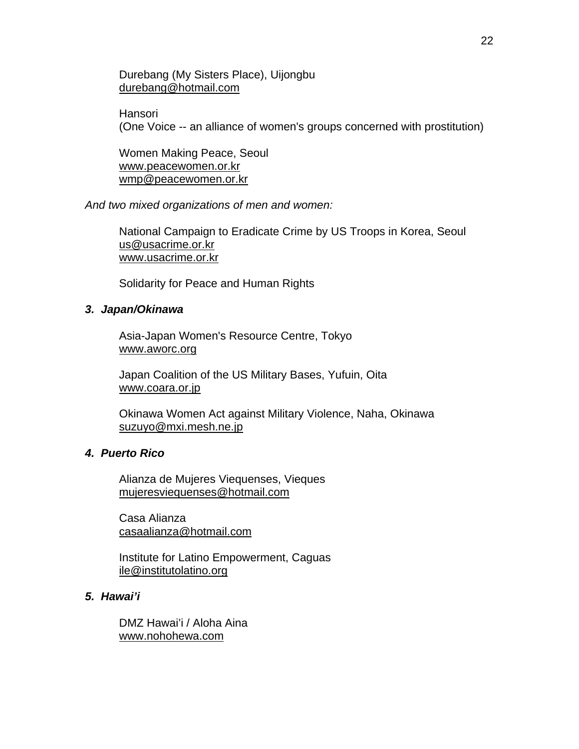Durebang (My Sisters Place), Uijongbu
durebang@hotmail.com

Hansori
(One Voice -- an alliance of women's groups concerned with prostitution)

Women Making Peace, Seoul
www.peacewomen.or.kr
wmp@peacewomen.or.kr

*And two mixed organizations of men and women:*

National Campaign to Eradicate Crime by US Troops in Korea, Seoul
us@usacrime.or.kr
www.usacrime.or.kr

Solidarity for Peace and Human Rights

### 3. Japan/Okinawa

Asia-Japan Women's Resource Centre, Tokyo
www.aworc.org

Japan Coalition of the US Military Bases, Yufuin, Oita
www.coara.or.jp

Okinawa Women Act against Military Violence, Naha, Okinawa
suzuyo@mxi.mesh.ne.jp

### 4. Puerto Rico

Alianza de Mujeres Viequenses, Vieques
mujeresviequenses@hotmail.com

Casa Alianza
casaalianza@hotmail.com

Institute for Latino Empowerment, Caguas
ile@institutolatino.org

### 5. Hawai'i

DMZ Hawai'i / Aloha Aina
www.nohohewa.com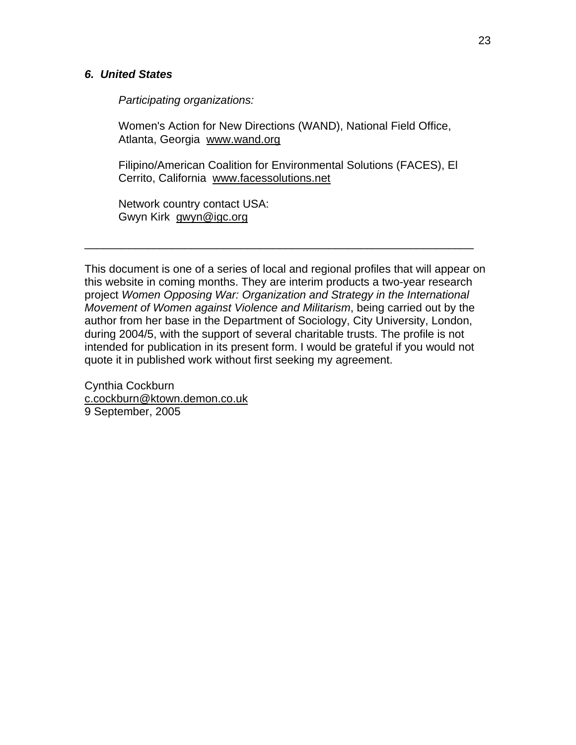### *6. United States*

*Participating organizations:*

Women's Action for New Directions (WAND), National Field Office, Atlanta, Georgia www.wand.org

Filipino/American Coalition for Environmental Solutions (FACES), El Cerrito, California www.facessolutions.net

Network country contact USA:
Gwyn Kirk gwyn@igc.org

---

This document is one of a series of local and regional profiles that will appear on this website in coming months. They are interim products a two-year research project *Women Opposing War: Organization and Strategy in the International Movement of Women against Violence and Militarism*, being carried out by the author from her base in the Department of Sociology, City University, London, during 2004/5, with the support of several charitable trusts. The profile is not intended for publication in its present form. I would be grateful if you would not quote it in published work without first seeking my agreement.

Cynthia Cockburn
c.cockburn@ktown.demon.co.uk
9 September, 2005